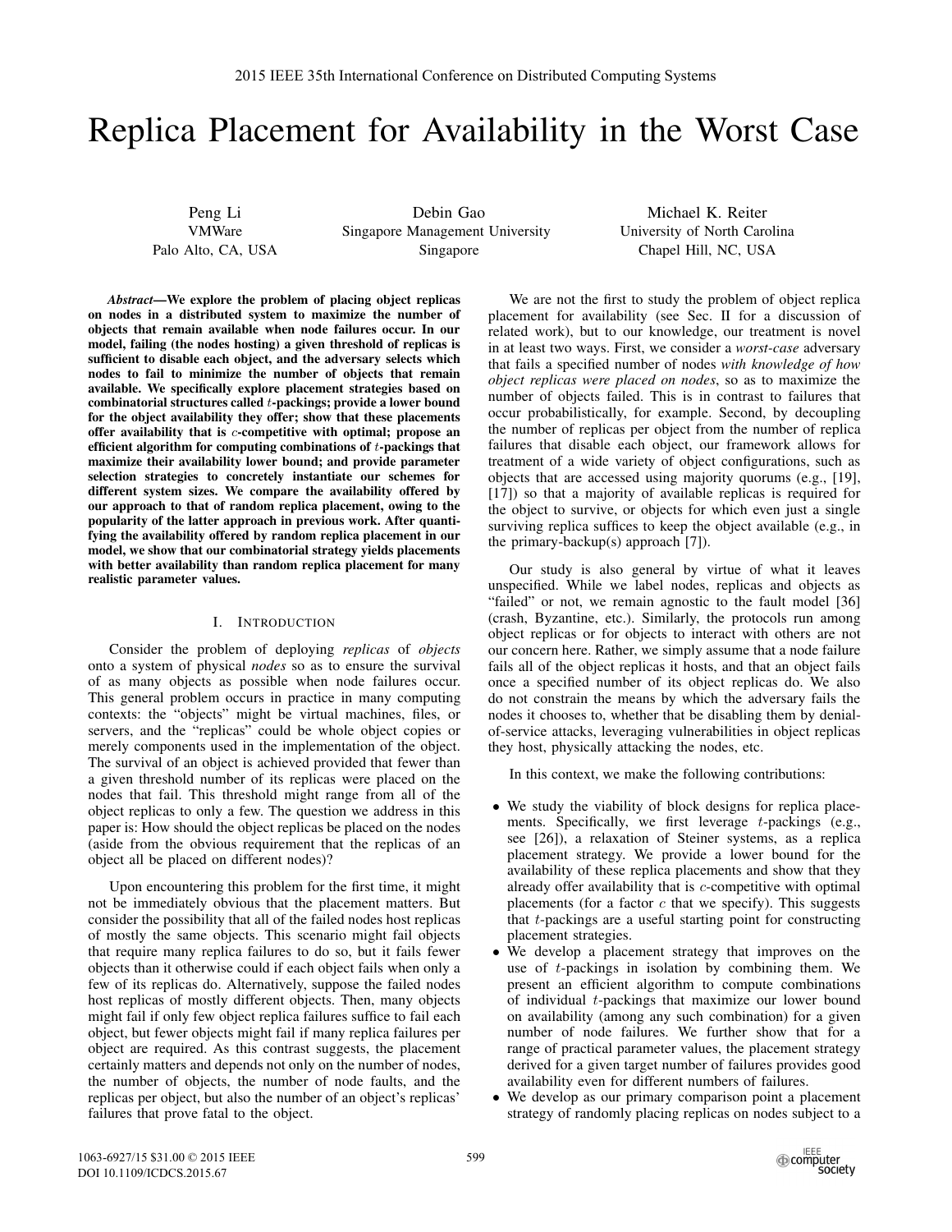# Replica Placement for Availability in the Worst Case

Peng Li
VMWare
Palo Alto, CA, USA

Debin Gao
Singapore Management University
Singapore

Michael K. Reiter
University of North Carolina
Chapel Hill, NC, USA

***Abstract*—We explore the problem of placing object replicas on nodes in a distributed system to maximize the number of objects that remain available when node failures occur. In our model, failing (the nodes hosting) a given threshold of replicas is sufficient to disable each object, and the adversary selects which nodes to fail to minimize the number of objects that remain available. We specifically explore placement strategies based on combinatorial structures called $t$-packings; provide a lower bound for the object availability they offer; show that these placements offer availability that is $c$-competitive with optimal; propose an efficient algorithm for computing combinations of $t$-packings that maximize their availability lower bound; and provide parameter selection strategies to concretely instantiate our schemes for different system sizes. We compare the availability offered by our approach to that of random replica placement, owing to the popularity of the latter approach in previous work. After quantifying the availability offered by random replica placement in our model, we show that our combinatorial strategy yields placements with better availability than random replica placement for many realistic parameter values.**

## I. Introduction

Consider the problem of deploying *replicas* of *objects* onto a system of physical *nodes* so as to ensure the survival of as many objects as possible when node failures occur. This general problem occurs in practice in many computing contexts: the "objects" might be virtual machines, files, or servers, and the "replicas" could be whole object copies or merely components used in the implementation of the object. The survival of an object is achieved provided that fewer than a given threshold number of its replicas were placed on the nodes that fail. This threshold might range from all of the object replicas to only a few. The question we address in this paper is: How should the object replicas be placed on the nodes (aside from the obvious requirement that the replicas of an object all be placed on different nodes)?

Upon encountering this problem for the first time, it might not be immediately obvious that the placement matters. But consider the possibility that all of the failed nodes host replicas of mostly the same objects. This scenario might fail objects that require many replica failures to do so, but it fails fewer objects than it otherwise could if each object fails when only a few of its replicas do. Alternatively, suppose the failed nodes host replicas of mostly different objects. Then, many objects might fail if only few object replica failures suffice to fail each object, but fewer objects might fail if many replica failures per object are required. As this contrast suggests, the placement certainly matters and depends not only on the number of nodes, the number of objects, the number of node faults, and the replicas per object, but also the number of an object's replicas' failures that prove fatal to the object.

We are not the first to study the problem of object replica placement for availability (see Sec. II for a discussion of related work), but to our knowledge, our treatment is novel in at least two ways. First, we consider a *worst-case* adversary that fails a specified number of nodes *with knowledge of how object replicas were placed on nodes*, so as to maximize the number of objects failed. This is in contrast to failures that occur probabilistically, for example. Second, by decoupling the number of replicas per object from the number of replica failures that disable each object, our framework allows for treatment of a wide variety of object configurations, such as objects that are accessed using majority quorums (e.g., [19], [17]) so that a majority of available replicas is required for the object to survive, or objects for which even just a single surviving replica suffices to keep the object available (e.g., in the primary-backup(s) approach [7]).

Our study is also general by virtue of what it leaves unspecified. While we label nodes, replicas and objects as "failed" or not, we remain agnostic to the fault model [36] (crash, Byzantine, etc.). Similarly, the protocols run among object replicas or for objects to interact with others are not our concern here. Rather, we simply assume that a node failure fails all of the object replicas it hosts, and that an object fails once a specified number of its object replicas do. We also do not constrain the means by which the adversary fails the nodes it chooses to, whether that be disabling them by denial-of-service attacks, leveraging vulnerabilities in object replicas they host, physically attacking the nodes, etc.

In this context, we make the following contributions:

- We study the viability of block designs for replica placements. Specifically, we first leverage $t$-packings (e.g., see [26]), a relaxation of Steiner systems, as a replica placement strategy. We provide a lower bound for the availability of these replica placements and show that they already offer availability that is $c$-competitive with optimal placements (for a factor $c$ that we specify). This suggests that $t$-packings are a useful starting point for constructing placement strategies.
- We develop a placement strategy that improves on the use of $t$-packings in isolation by combining them. We present an efficient algorithm to compute combinations of individual $t$-packings that maximize our lower bound on availability (among any such combination) for a given number of node failures. We further show that for a range of practical parameter values, the placement strategy derived for a given target number of failures provides good availability even for different numbers of failures.
- We develop as our primary comparison point a placement strategy of randomly placing replicas on nodes subject to a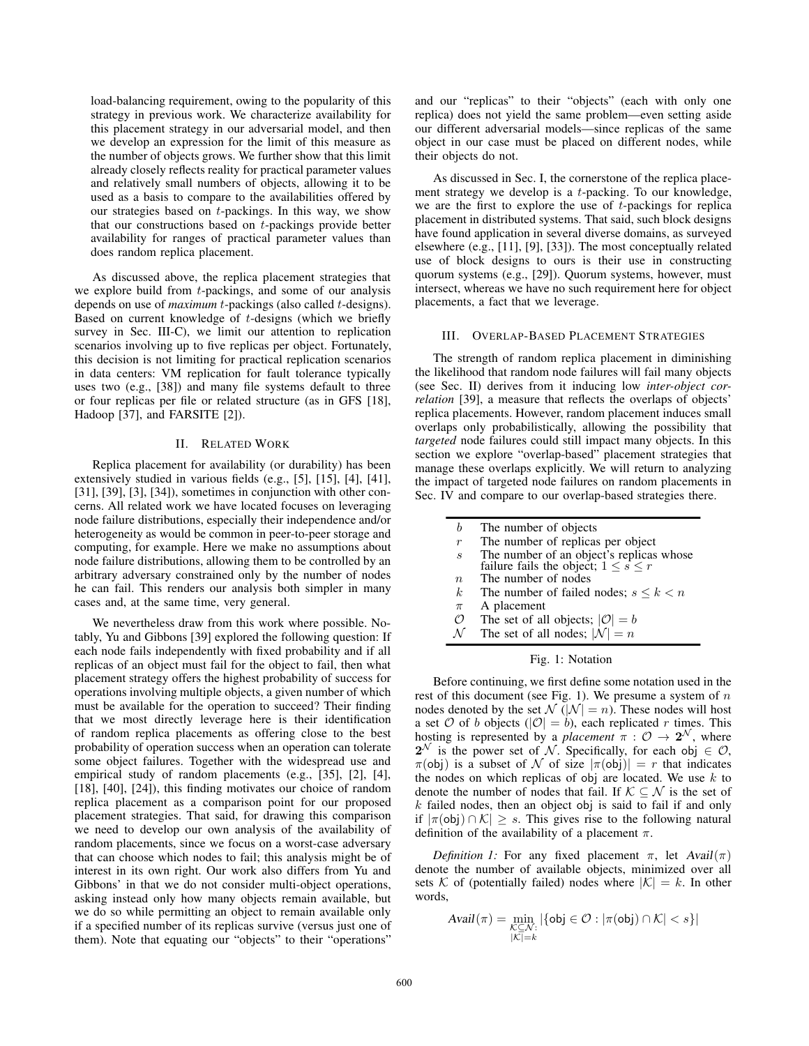load-balancing requirement, owing to the popularity of this strategy in previous work. We characterize availability for this placement strategy in our adversarial model, and then we develop an expression for the limit of this measure as the number of objects grows. We further show that this limit already closely reflects reality for practical parameter values and relatively small numbers of objects, allowing it to be used as a basis to compare to the availabilities offered by our strategies based on $t$-packings. In this way, we show that our constructions based on $t$-packings provide better availability for ranges of practical parameter values than does random replica placement.

As discussed above, the replica placement strategies that we explore build from $t$-packings, and some of our analysis depends on use of *maximum* $t$-packings (also called $t$-designs). Based on current knowledge of $t$-designs (which we briefly survey in Sec. III-C), we limit our attention to replication scenarios involving up to five replicas per object. Fortunately, this decision is not limiting for practical replication scenarios in data centers: VM replication for fault tolerance typically uses two (e.g., [38]) and many file systems default to three or four replicas per file or related structure (as in GFS [18], Hadoop [37], and FARSITE [2]).

## II. Related Work

Replica placement for availability (or durability) has been extensively studied in various fields (e.g., [5], [15], [4], [41], [31], [39], [3], [34]), sometimes in conjunction with other concerns. All related work we have located focuses on leveraging node failure distributions, especially their independence and/or heterogeneity as would be common in peer-to-peer storage and computing, for example. Here we make no assumptions about node failure distributions, allowing them to be controlled by an arbitrary adversary constrained only by the number of nodes he can fail. This renders our analysis both simpler in many cases and, at the same time, very general.

We nevertheless draw from this work where possible. Notably, Yu and Gibbons [39] explored the following question: If each node fails independently with fixed probability and if all replicas of an object must fail for the object to fail, then what placement strategy offers the highest probability of success for operations involving multiple objects, a given number of which must be available for the operation to succeed? Their finding that we most directly leverage here is their identification of random replica placements as offering close to the best probability of operation success when an operation can tolerate some object failures. Together with the widespread use and empirical study of random placements (e.g., [35], [2], [4], [18], [40], [24]), this finding motivates our choice of random replica placement as a comparison point for our proposed placement strategies. That said, for drawing this comparison we need to develop our own analysis of the availability of random placements, since we focus on a worst-case adversary that can choose which nodes to fail; this analysis might be of interest in its own right. Our work also differs from Yu and Gibbons' in that we do not consider multi-object operations, asking instead only how many objects remain available, but we do so while permitting an object to remain available only if a specified number of its replicas survive (versus just one of them). Note that equating our "objects" to their "operations" and our "replicas" to their "objects" (each with only one replica) does not yield the same problem—even setting aside our different adversarial models—since replicas of the same object in our case must be placed on different nodes, while their objects do not.

As discussed in Sec. I, the cornerstone of the replica placement strategy we develop is a $t$-packing. To our knowledge, we are the first to explore the use of $t$-packings for replica placement in distributed systems. That said, such block designs have found application in several diverse domains, as surveyed elsewhere (e.g., [11], [9], [33]). The most conceptually related use of block designs to ours is their use in constructing quorum systems (e.g., [29]). Quorum systems, however, must intersect, whereas we have no such requirement here for object placements, a fact that we leverage.

## III. Overlap-Based Placement Strategies

The strength of random replica placement in diminishing the likelihood that random node failures will fail many objects (see Sec. II) derives from it inducing low *inter-object correlation* [39], a measure that reflects the overlaps of objects' replica placements. However, random placement induces small overlaps only probabilistically, allowing the possibility that *targeted* node failures could still impact many objects. In this section we explore "overlap-based" placement strategies that manage these overlaps explicitly. We will return to analyzing the impact of targeted node failures on random placements in Sec. IV and compare to our overlap-based strategies there.

| | |
|---|---|
| $b$ | The number of objects |
| $r$ | The number of replicas per object |
| $s$ | The number of an object's replicas whose failure fails the object; $1 \le s \le r$ |
| $n$ | The number of nodes |
| $k$ | The number of failed nodes; $s \le k < n$ |
| $\pi$ | A placement |
| $\mathcal{O}$ | The set of all objects; $\lvert\mathcal{O}\rvert = b$ |
| $\mathcal{N}$ | The set of all nodes; $\lvert\mathcal{N}\rvert = n$ |

Fig. 1: Notation

Before continuing, we first define some notation used in the rest of this document (see Fig. 1). We presume a system of $n$ nodes denoted by the set $\mathcal{N}$ ($|\mathcal{N}| = n$). These nodes will host a set $\mathcal{O}$ of $b$ objects ($|\mathcal{O}| = b$), each replicated $r$ times. This hosting is represented by a *placement* $\pi : \mathcal{O} \to \mathbf{2}^{\mathcal{N}}$, where $\mathbf{2}^{\mathcal{N}}$ is the power set of $\mathcal{N}$. Specifically, for each $\mathsf{obj} \in \mathcal{O}$, $\pi(\mathsf{obj})$ is a subset of $\mathcal{N}$ of size $|\pi(\mathsf{obj})| = r$ that indicates the nodes on which replicas of obj are located. We use $k$ to denote the number of nodes that fail. If $\mathcal{K} \subseteq \mathcal{N}$ is the set of $k$ failed nodes, then an object obj is said to fail if and only if $|\pi(\mathsf{obj}) \cap \mathcal{K}| \ge s$. This gives rise to the following natural definition of the availability of a placement $\pi$.

*Definition 1:* For any fixed placement $\pi$, let $\mathit{Avail}(\pi)$ denote the number of available objects, minimized over all sets $\mathcal{K}$ of (potentially failed) nodes where $|\mathcal{K}| = k$. In other words,

$$\mathit{Avail}(\pi) = \min_{\substack{\mathcal{K} \subseteq \mathcal{N}: \\ |\mathcal{K}| = k}} |\{\mathsf{obj} \in \mathcal{O} : |\pi(\mathsf{obj}) \cap \mathcal{K}| < s\}|$$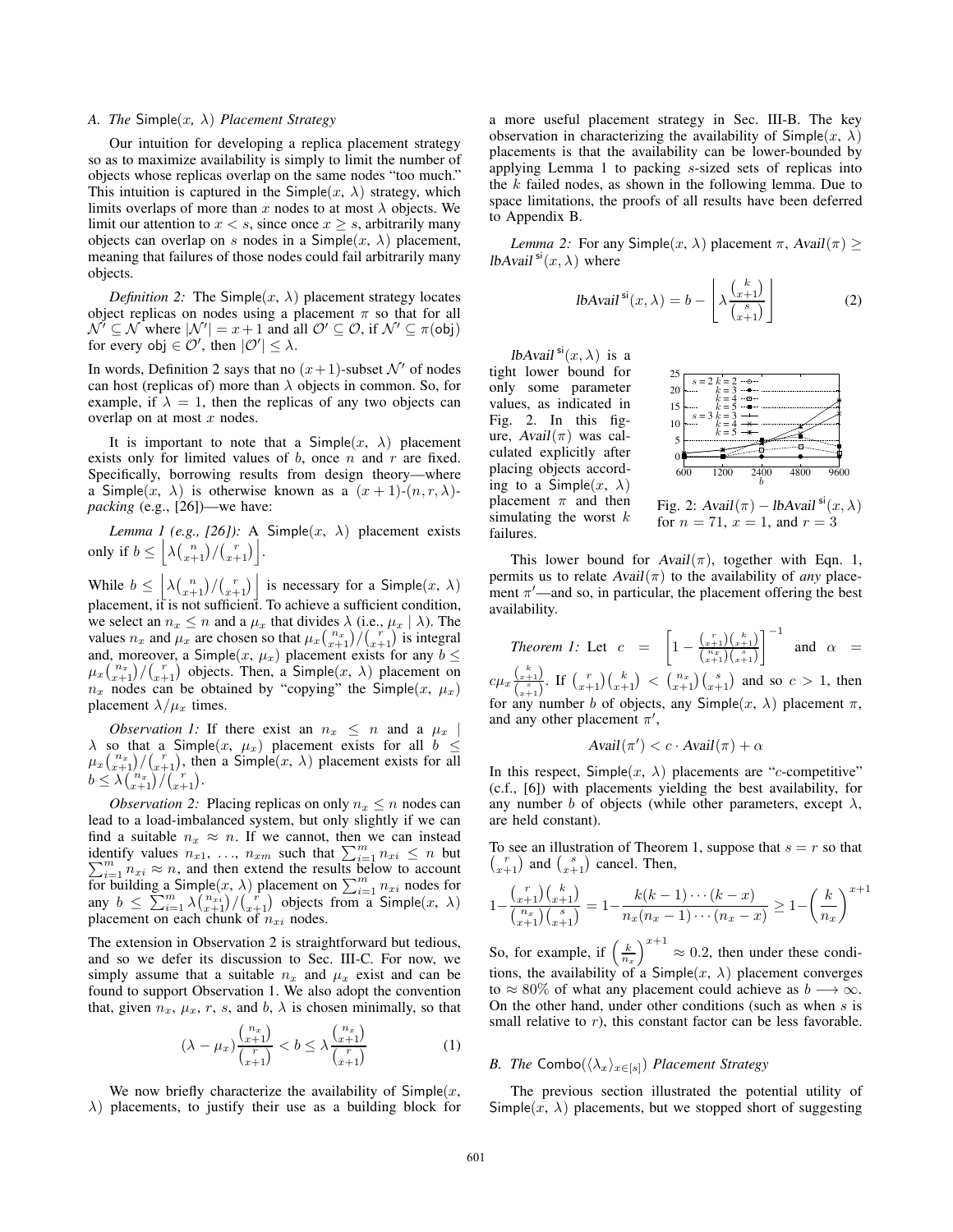### A. The Simple($x$, $\lambda$) Placement Strategy

Our intuition for developing a replica placement strategy so as to maximize availability is simply to limit the number of objects whose replicas overlap on the same nodes "too much." This intuition is captured in the Simple($x$, $\lambda$) strategy, which limits overlaps of more than $x$ nodes to at most $\lambda$ objects. We limit our attention to $x < s$, since once $x \geq s$, arbitrarily many objects can overlap on $s$ nodes in a Simple($x$, $\lambda$) placement, meaning that failures of those nodes could fail arbitrarily many objects.

*Definition 2:* The Simple($x$, $\lambda$) placement strategy locates object replicas on nodes using a placement $\pi$ so that for all $\mathcal{N}' \subseteq \mathcal{N}$ where $|\mathcal{N}'| = x + 1$ and all $\mathcal{O}' \subseteq \mathcal{O}$, if $\mathcal{N}' \subseteq \pi(\mathsf{obj})$ for every $\mathsf{obj} \in \mathcal{O}'$, then $|\mathcal{O}'| \leq \lambda$.

In words, Definition 2 says that no $(x+1)$-subset $\mathcal{N}'$ of nodes can host (replicas of) more than $\lambda$ objects in common. So, for example, if $\lambda = 1$, then the replicas of any two objects can overlap on at most $x$ nodes.

It is important to note that a Simple($x$, $\lambda$) placement exists only for limited values of $b$, once $n$ and $r$ are fixed. Specifically, borrowing results from design theory—where a Simple($x$, $\lambda$) is otherwise known as a $(x+1)$-$(n, r, \lambda)$-*packing* (e.g., [26])—we have:

*Lemma 1 (e.g., [26]):* A Simple($x$, $\lambda$) placement exists only if $b \leq \left\lfloor \lambda \binom{n}{x+1} / \binom{r}{x+1} \right\rfloor$.

While $b \leq \left\lfloor \lambda \binom{n}{x+1} / \binom{r}{x+1} \right\rfloor$ is necessary for a Simple($x$, $\lambda$) placement, it is not sufficient. To achieve a sufficient condition, we select an $n_x \leq n$ and a $\mu_x$ that divides $\lambda$ (i.e., $\mu_x \mid \lambda$). The values $n_x$ and $\mu_x$ are chosen so that $\mu_x \binom{n_x}{x+1} / \binom{r}{x+1}$ is integral and, moreover, a Simple($x$, $\mu_x$) placement exists for any $b \leq \mu_x \binom{n_x}{x+1} / \binom{r}{x+1}$ objects. Then, a Simple($x$, $\lambda$) placement on $n_x$ nodes can be obtained by "copying" the Simple($x$, $\mu_x$) placement $\lambda/\mu_x$ times.

*Observation 1:* If there exist an $n_x \leq n$ and a $\mu_x \mid \lambda$ so that a Simple($x$, $\mu_x$) placement exists for all $b \leq \mu_x \binom{n_x}{x+1} / \binom{r}{x+1}$, then a Simple($x$, $\lambda$) placement exists for all $b \leq \lambda \binom{n_x}{x+1} / \binom{r}{x+1}$.

*Observation 2:* Placing replicas on only $n_x \leq n$ nodes can lead to a load-imbalanced system, but only slightly if we can find a suitable $n_x \approx n$. If we cannot, then we can instead identify values $n_{x1}, \ldots, n_{xm}$ such that $\sum_{i=1}^{m} n_{xi} \leq n$ but $\sum_{i=1}^{m} n_{xi} \approx n$, and then extend the results below to account for building a Simple($x$, $\lambda$) placement on $\sum_{i=1}^{m} n_{xi}$ nodes for any $b \leq \sum_{i=1}^{m} \lambda \binom{n_{xi}}{x+1} / \binom{r}{x+1}$ objects from a Simple($x$, $\lambda$) placement on each chunk of $n_{xi}$ nodes.

The extension in Observation 2 is straightforward but tedious, and so we defer its discussion to Sec. III-C. For now, we simply assume that a suitable $n_x$ and $\mu_x$ exist and can be found to support Observation 1. We also adopt the convention that, given $n_x$, $\mu_x$, $r$, $s$, and $b$, $\lambda$ is chosen minimally, so that

$$(\lambda - \mu_x) \frac{\binom{n_x}{x+1}}{\binom{r}{x+1}} < b \leq \lambda \frac{\binom{n_x}{x+1}}{\binom{r}{x+1}} \tag{1}$$

We now briefly characterize the availability of Simple($x$, $\lambda$) placements, to justify their use as a building block for a more useful placement strategy in Sec. III-B. The key observation in characterizing the availability of Simple($x$, $\lambda$) placements is that the availability can be lower-bounded by applying Lemma 1 to packing $s$-sized sets of replicas into the $k$ failed nodes, as shown in the following lemma. Due to space limitations, the proofs of all results have been deferred to Appendix B.

*Lemma 2:* For any Simple($x$, $\lambda$) placement $\pi$, $\mathit{Avail}(\pi) \geq \mathit{lbAvail}^{\mathsf{si}}(x, \lambda)$ where

$$\mathit{lbAvail}^{\mathsf{si}}(x, \lambda) = b - \left\lfloor \lambda \frac{\binom{k}{x+1}}{\binom{s}{x+1}} \right\rfloor \tag{2}$$

$\mathit{lbAvail}^{\mathsf{si}}(x, \lambda)$ is a tight lower bound for only some parameter values, as indicated in Fig. 2. In this figure, $\mathit{Avail}(\pi)$ was calculated explicitly after placing objects according to a Simple($x$, $\lambda$) placement $\pi$ and then simulating the worst $k$ failures.

Fig. 2: $\mathit{Avail}(\pi) - \mathit{lbAvail}^{\mathsf{si}}(x, \lambda)$ for $n = 71$, $x = 1$, and $r = 3$

This lower bound for $\mathit{Avail}(\pi)$, together with Eqn. 1, permits us to relate $\mathit{Avail}(\pi)$ to the availability of *any* placement $\pi'$—and so, in particular, the placement offering the best availability.

*Theorem 1:* Let $c = \left[1 - \frac{\binom{r}{x+1}\binom{k}{x+1}}{\binom{n_x}{x+1}\binom{s}{x+1}}\right]^{-1}$ and $\alpha = c\mu_x \frac{\binom{k}{x+1}}{\binom{s}{x+1}}$. If $\binom{r}{x+1}\binom{k}{x+1} < \binom{n_x}{x+1}\binom{s}{x+1}$ and so $c > 1$, then for any number $b$ of objects, any Simple($x$, $\lambda$) placement $\pi$, and any other placement $\pi'$,

$$\mathit{Avail}(\pi') < c \cdot \mathit{Avail}(\pi) + \alpha$$

In this respect, Simple($x$, $\lambda$) placements are "$c$-competitive" (c.f., [6]) with placements yielding the best availability, for any number $b$ of objects (while other parameters, except $\lambda$, are held constant).

To see an illustration of Theorem 1, suppose that $s = r$ so that $\binom{r}{x+1}$ and $\binom{s}{x+1}$ cancel. Then,

$$1 - \frac{\binom{r}{x+1}\binom{k}{x+1}}{\binom{n_x}{x+1}\binom{s}{x+1}} = 1 - \frac{k(k-1)\cdots(k-x)}{n_x(n_x-1)\cdots(n_x-x)} \geq 1 - \left(\frac{k}{n_x}\right)^{x+1}$$

So, for example, if $\left(\frac{k}{n_x}\right)^{x+1} \approx 0.2$, then under these conditions, the availability of a Simple($x$, $\lambda$) placement converges to $\approx 80\%$ of what any placement could achieve as $b \longrightarrow \infty$. On the other hand, under other conditions (such as when $s$ is small relative to $r$), this constant factor can be less favorable.

### B. The Combo($\langle \lambda_x \rangle_{x \in [s]}$) Placement Strategy

The previous section illustrated the potential utility of Simple($x$, $\lambda$) placements, but we stopped short of suggesting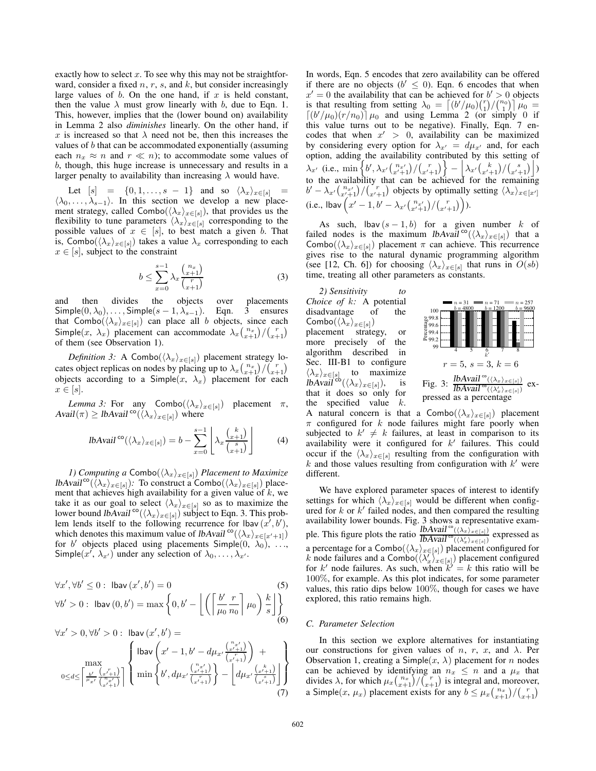exactly how to select $x$. To see why this may not be straightforward, consider a fixed $n$, $r$, $s$, and $k$, but consider increasingly large values of $b$. On the one hand, if $x$ is held constant, then the value $\lambda$ must grow linearly with $b$, due to Eqn. 1. This, however, implies that the (lower bound on) availability in Lemma 2 also *diminishes* linearly. On the other hand, if $x$ is increased so that $\lambda$ need not be, then this increases the values of $b$ that can be accommodated exponentially (assuming each $n_x \approx n$ and $r \ll n$); to accommodate some values of $b$, though, this huge increase is unnecessary and results in a larger penalty to availability than increasing $\lambda$ would have.

Let $[s] = \{0, 1, \ldots, s-1\}$ and so $\langle \lambda_x \rangle_{x \in [s]} = \langle \lambda_0, \ldots, \lambda_{s-1} \rangle$. In this section we develop a new placement strategy, called $\mathsf{Combo}(\langle \lambda_x \rangle_{x \in [s]})$, that provides us the flexibility to tune parameters $\langle \lambda_x \rangle_{x \in [s]}$ corresponding to the possible values of $x \in [s]$, to best match a given $b$. That is, $\mathsf{Combo}(\langle \lambda_x \rangle_{x \in [s]})$ takes a value $\lambda_x$ corresponding to each $x \in [s]$, subject to the constraint

$$b \leq \sum_{x=0}^{s-1} \lambda_x \frac{\binom{n_x}{x+1}}{\binom{r}{x+1}} \tag{3}$$

and then divides the objects over placements $\mathsf{Simple}(0, \lambda_0), \ldots, \mathsf{Simple}(s-1, \lambda_{s-1})$. Eqn. 3 ensures that $\mathsf{Combo}(\langle \lambda_x \rangle_{x \in [s]})$ can place all $b$ objects, since each $\mathsf{Simple}(x, \lambda_x)$ placement can accommodate $\lambda_x \binom{n_x}{x+1} / \binom{r}{x+1}$ of them (see Observation 1).

*Definition 3:* A $\mathsf{Combo}(\langle \lambda_x \rangle_{x \in [s]})$ placement strategy locates object replicas on nodes by placing up to $\lambda_x \binom{n_x}{x+1} / \binom{r}{x+1}$ objects according to a $\mathsf{Simple}(x, \lambda_x)$ placement for each $x \in [s]$.

*Lemma 3:* For any $\mathsf{Combo}(\langle \lambda_x \rangle_{x \in [s]})$ placement $\pi$, $\mathit{Avail}(\pi) \geq \mathit{lbAvail}^{\mathsf{co}}(\langle \lambda_x \rangle_{x \in [s]})$ where

$$\mathit{lbAvail}^{\mathsf{co}}(\langle \lambda_x \rangle_{x \in [s]}) = b - \sum_{x=0}^{s-1} \left\lfloor \lambda_x \frac{\binom{k}{x+1}}{\binom{s}{x+1}} \right\rfloor \tag{4}$$

*1) Computing a $\mathsf{Combo}(\langle \lambda_x \rangle_{x \in [s]})$ Placement to Maximize $\mathit{lbAvail}^{\mathsf{co}}(\langle \lambda_x \rangle_{x \in [s]})$:* To construct a $\mathsf{Combo}(\langle \lambda_x \rangle_{x \in [s]})$ placement that achieves high availability for a given value of $k$, we take it as our goal to select $\langle \lambda_x \rangle_{x \in [s]}$ so as to maximize the lower bound $\mathit{lbAvail}^{\mathsf{co}}(\langle \lambda_x \rangle_{x \in [s]})$ subject to Eqn. 3. This problem lends itself to the following recurrence for $\mathsf{lbav}(x', b')$, which denotes this maximum value of $\mathit{lbAvail}^{\mathsf{co}}(\langle \lambda_x \rangle_{x \in [x'+1]})$ for $b'$ objects placed using placements $\mathsf{Simple}(0, \lambda_0)$, ..., $\mathsf{Simple}(x', \lambda_{x'})$ under any selection of $\lambda_0, \ldots, \lambda_{x'}$.

$$\forall x', \forall b' \leq 0: \ \mathsf{lbav}(x', b') = 0 \tag{5}$$

$$\forall b' > 0: \ \mathsf{lbav}(0, b') = \max\left\{0, b' - \left\lfloor \left( \left\lceil \frac{b'}{\mu_0} \frac{r}{n_0} \right\rceil \mu_0 \right) \frac{k}{s} \right\rfloor \right\} \tag{6}$$

$$\forall x' > 0, \forall b' > 0: \ \mathsf{lbav}(x', b') =$$

$$\max_{0 \leq d \leq \left\lceil \frac{b'}{\mu_{x'}} \frac{\binom{r}{x'+1}}{\binom{n_{x'}}{x'+1}} \right\rceil} \left\{ \begin{array}{l} \mathsf{lbav}\left(x'-1, b' - d\mu_{x'} \frac{\binom{n_{x'}}{x'+1}}{\binom{r}{x'+1}}\right) + \\ \min\left\{b', d\mu_{x'} \frac{\binom{n_{x'}}{x'+1}}{\binom{r}{x'+1}}\right\} - \left\lfloor d\mu_{x'} \frac{\binom{k}{x'+1}}{\binom{s}{x'+1}} \right\rfloor \end{array} \right\} \tag{7}$$

In words, Eqn. 5 encodes that zero availability can be offered if there are no objects ($b' \leq 0$). Eqn. 6 encodes that when $x' = 0$ the availability that can be achieved for $b' > 0$ objects is that resulting from setting $\lambda_0 = \lceil (b'/\mu_0) \binom{r}{1} / \binom{n_0}{1} \rceil \mu_0 = \lceil (b'/\mu_0)(r/n_0) \rceil \mu_0$ and using Lemma 2 (or simply 0 if this value turns out to be negative). Finally, Eqn. 7 encodes that when $x' > 0$, availability can be maximized by considering every option for $\lambda_{x'} = d\mu_{x'}$ and, for each option, adding the availability contributed by this setting of $\lambda_{x'}$ (i.e., $\min\left\{b', \lambda_{x'} \binom{n_{x'}}{x'+1} / \binom{r}{x'+1}\right\} - \left\lfloor \lambda_{x'} \binom{k}{x'+1} / \binom{s}{x'+1} \right\rfloor$) to the availability that can be achieved for the remaining $b' - \lambda_{x'} \binom{n_{x'}}{x'+1} / \binom{r}{x'+1}$ objects by optimally setting $\langle \lambda_x \rangle_{x \in [x']}$ (i.e., $\mathsf{lbav}\left(x'-1, b' - \lambda_{x'} \binom{n_{x'}}{x'+1} / \binom{r}{x'+1}\right)$).

As such, $\mathsf{lbav}(s-1, b)$ for a given number $k$ of failed nodes is the maximum $\mathit{lbAvail}^{\mathsf{co}}(\langle \lambda_x \rangle_{x \in [s]})$ that a $\mathsf{Combo}(\langle \lambda_x \rangle_{x \in [s]})$ placement $\pi$ can achieve. This recurrence gives rise to the natural dynamic programming algorithm (see [12, Ch. 6]) for choosing $\langle \lambda_x \rangle_{x \in [s]}$ that runs in $O(sb)$ time, treating all other parameters as constants.

*2) Sensitivity to Choice of $k$:* A potential disadvantage of the $\mathsf{Combo}(\langle \lambda_x \rangle_{x \in [s]})$ placement strategy, or more precisely of the algorithm described in Sec. III-B1 to configure $\langle \lambda_x \rangle_{x \in [s]}$ to maximize $\mathit{lbAvail}^{\mathsf{co}}(\langle \lambda_x \rangle_{x \in [s]})$, is that it does so only for the specified value $k$. A natural concern is that a $\mathsf{Combo}(\langle \lambda_x \rangle_{x \in [s]})$ placement $\pi$ configured for $k$ node failures might fare poorly when subjected to $k' \neq k$ failures, at least in comparison to its availability were it configured for $k'$ failures. This could occur if the $\langle \lambda_x \rangle_{x \in [s]}$ resulting from the configuration with $k$ and those values resulting from configuration with $k'$ were different.

Fig. 3: $\frac{\mathit{lbAvail}^{\mathsf{co}}(\langle \lambda_x \rangle_{x \in [s]})}{\mathit{lbAvail}^{\mathsf{co}}(\langle \lambda'_x \rangle_{x \in [s]})}$ expressed as a percentage

We have explored parameter spaces of interest to identify settings for which $\langle \lambda_x \rangle_{x \in [s]}$ would be different when configured for $k$ or $k'$ failed nodes, and then compared the resulting availability lower bounds. Fig. 3 shows a representative example. This figure plots the ratio $\frac{\mathit{lbAvail}^{\mathsf{co}}(\langle \lambda_x \rangle_{x \in [s]})}{\mathit{lbAvail}^{\mathsf{co}}(\langle \lambda'_x \rangle_{x \in [s]})}$ expressed as a percentage for a $\mathsf{Combo}(\langle \lambda_x \rangle_{x \in [s]})$ placement configured for $k$ node failures and a $\mathsf{Combo}(\langle \lambda'_x \rangle_{x \in [s]})$ placement configured for $k'$ node failures. As such, when $k' = k$ this ratio will be 100%, for example. As this plot indicates, for some parameter values, this ratio dips below 100%, though for cases we have explored, this ratio remains high.

## C. Parameter Selection

In this section we explore alternatives for instantiating our constructions for given values of $n$, $r$, $x$, and $\lambda$. Per Observation 1, creating a $\mathsf{Simple}(x, \lambda)$ placement for $n$ nodes can be achieved by identifying an $n_x \leq n$ and a $\mu_x$ that divides $\lambda$, for which $\mu_x \binom{n_x}{x+1} / \binom{r}{x+1}$ is integral and, moreover, a $\mathsf{Simple}(x, \mu_x)$ placement exists for any $b \leq \mu_x \binom{n_x}{x+1} / \binom{r}{x+1}$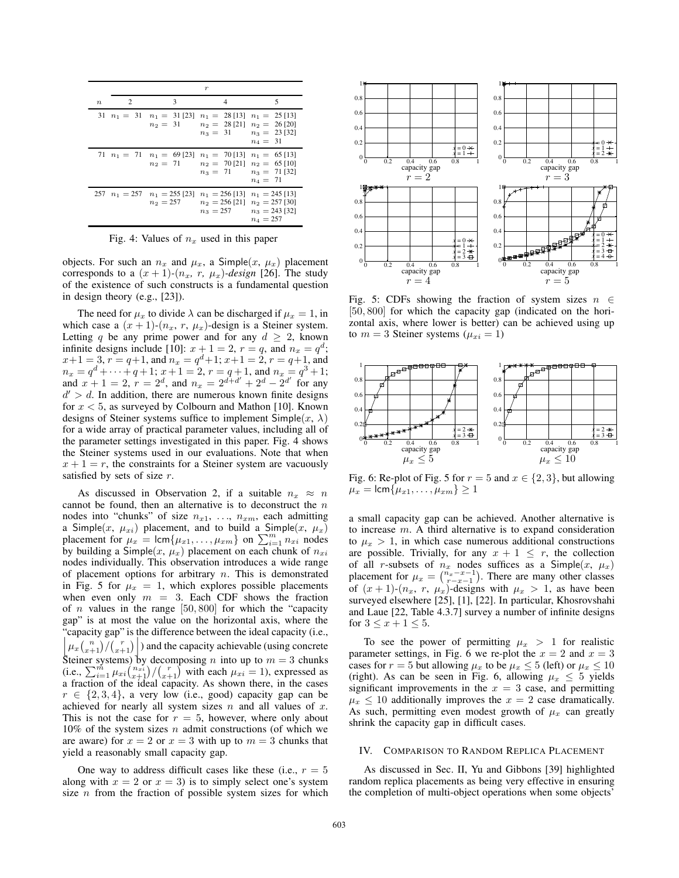| $n$ | $r$ | | | |
|---|---|---|---|---|
| | 2 | 3 | 4 | 5 |
| 31 | $n_1 = 31$ | $n_1 = 31$ [23] $n_2 = 31$ | $n_1 = 28$ [13] $n_2 = 28$ [21] $n_3 = 31$ | $n_1 = 25$ [13] $n_2 = 26$ [20] $n_3 = 23$ [32] $n_4 = 31$ |
| 71 | $n_1 = 71$ | $n_1 = 69$ [23] $n_2 = 71$ | $n_1 = 70$ [13] $n_2 = 70$ [21] $n_3 = 71$ | $n_1 = 65$ [13] $n_2 = 65$ [10] $n_3 = 71$ [32] $n_4 = 71$ |
| 257 | $n_1 = 257$ | $n_1 = 255$ [23] $n_2 = 257$ | $n_1 = 256$ [13] $n_2 = 256$ [21] $n_3 = 257$ | $n_1 = 245$ [13] $n_2 = 257$ [30] $n_3 = 243$ [32] $n_4 = 257$ |

Fig. 4: Values of $n_x$ used in this paper

objects. For such an $n_x$ and $\mu_x$, a $\mathsf{Simple}(x,\ \mu_x)$ placement corresponds to a $(x+1)$-$(n_x,\ r,\ \mu_x)$-*design* [26]. The study of the existence of such constructs is a fundamental question in design theory (e.g., [23]).

The need for $\mu_x$ to divide $\lambda$ can be discharged if $\mu_x = 1$, in which case a $(x+1)$-$(n_x,\ r,\ \mu_x)$-design is a Steiner system. Letting $q$ be any prime power and for any $d \geq 2$, known infinite designs include [10]: $x+1 = 2$, $r = q$, and $n_x = q^d$; $x+1 = 3$, $r = q+1$, and $n_x = q^d+1$; $x+1 = 2$, $r = q+1$, and $n_x = q^d + \cdots + q + 1$; $x+1 = 2$, $r = q+1$, and $n_x = q^3+1$; and $x+1 = 2$, $r = 2^d$, and $n_x = 2^{d+d'} + 2^d - 2^{d'}$ for any $d' > d$. In addition, there are numerous known finite designs for $x < 5$, as surveyed by Colbourn and Mathon [10]. Known designs of Steiner systems suffice to implement $\mathsf{Simple}(x,\ \lambda)$ for a wide array of practical parameter values, including all of the parameter settings investigated in this paper. Fig. 4 shows the Steiner systems used in our evaluations. Note that when $x+1 = r$, the constraints for a Steiner system are vacuously satisfied by sets of size $r$.

As discussed in Observation 2, if a suitable $n_x \approx n$ cannot be found, then an alternative is to deconstruct the $n$ nodes into "chunks" of size $n_{x1},\ \ldots,\ n_{xm}$, each admitting a $\mathsf{Simple}(x,\ \mu_{xi})$ placement, and to build a $\mathsf{Simple}(x,\ \mu_x)$ placement for $\mu_x = \mathsf{lcm}\{\mu_{x1}, \ldots, \mu_{xm}\}$ on $\sum_{i=1}^{m} n_{xi}$ nodes by building a $\mathsf{Simple}(x,\ \mu_x)$ placement on each chunk of $n_{xi}$ nodes individually. This observation introduces a wide range of placement options for arbitrary $n$. This is demonstrated in Fig. 5 for $\mu_x = 1$, which explores possible placements when even only $m = 3$. Each CDF shows the fraction of $n$ values in the range $[50, 800]$ for which the "capacity gap" is at most the value on the horizontal axis, where the "capacity gap" is the difference between the ideal capacity (i.e., $\left\lfloor \mu_x \binom{n}{x+1} / \binom{r}{x+1} \right\rfloor$) and the capacity achievable (using concrete Steiner systems) by decomposing $n$ into up to $m = 3$ chunks (i.e., $\sum_{i=1}^{m} \mu_{xi} \binom{n_{xi}}{x+1} / \binom{r}{x+1}$ with each $\mu_{xi} = 1$), expressed as a fraction of the ideal capacity. As shown there, in the cases $r \in \{2, 3, 4\}$, a very low (i.e., good) capacity gap can be achieved for nearly all system sizes $n$ and all values of $x$. This is not the case for $r = 5$, however, where only about 10% of the system sizes $n$ admit constructions (of which we are aware) for $x = 2$ or $x = 3$ with up to $m = 3$ chunks that yield a reasonably small capacity gap.

One way to address difficult cases like these (i.e., $r = 5$ along with $x = 2$ or $x = 3$) is to simply select one's system size $n$ from the fraction of possible system sizes for which a small capacity gap can be achieved. Another alternative is to increase $m$. A third alternative is to expand consideration to $\mu_x > 1$, in which case numerous additional constructions are possible. Trivially, for any $x+1 \leq r$, the collection of all $r$-subsets of $n_x$ nodes suffices as a $\mathsf{Simple}(x,\ \mu_x)$ placement for $\mu_x = \binom{n_x - x - 1}{r - x - 1}$. There are many other classes of $(x+1)$-$(n_x,\ r,\ \mu_x)$-designs with $\mu_x > 1$, as have been surveyed elsewhere [25], [1], [22]. In particular, Khosrovshahi and Laue [22, Table 4.3.7] survey a number of infinite designs for $3 \leq x+1 \leq 5$.

Fig. 5: CDFs showing the fraction of system sizes $n \in [50, 800]$ for which the capacity gap (indicated on the horizontal axis, where lower is better) can be achieved using up to $m = 3$ Steiner systems ($\mu_{xi} = 1$)

Fig. 6: Re-plot of Fig. 5 for $r = 5$ and $x \in \{2, 3\}$, but allowing $\mu_x = \mathsf{lcm}\{\mu_{x1}, \ldots, \mu_{xm}\} \geq 1$

To see the power of permitting $\mu_x > 1$ for realistic parameter settings, in Fig. 6 we re-plot the $x = 2$ and $x = 3$ cases for $r = 5$ but allowing $\mu_x$ to be $\mu_x \leq 5$ (left) or $\mu_x \leq 10$ (right). As can be seen in Fig. 6, allowing $\mu_x \leq 5$ yields significant improvements in the $x = 3$ case, and permitting $\mu_x \leq 10$ additionally improves the $x = 2$ case dramatically. As such, permitting even modest growth of $\mu_x$ can greatly shrink the capacity gap in difficult cases.

## IV. Comparison to Random Replica Placement

As discussed in Sec. II, Yu and Gibbons [39] highlighted random replica placements as being very effective in ensuring the completion of multi-object operations when some objects'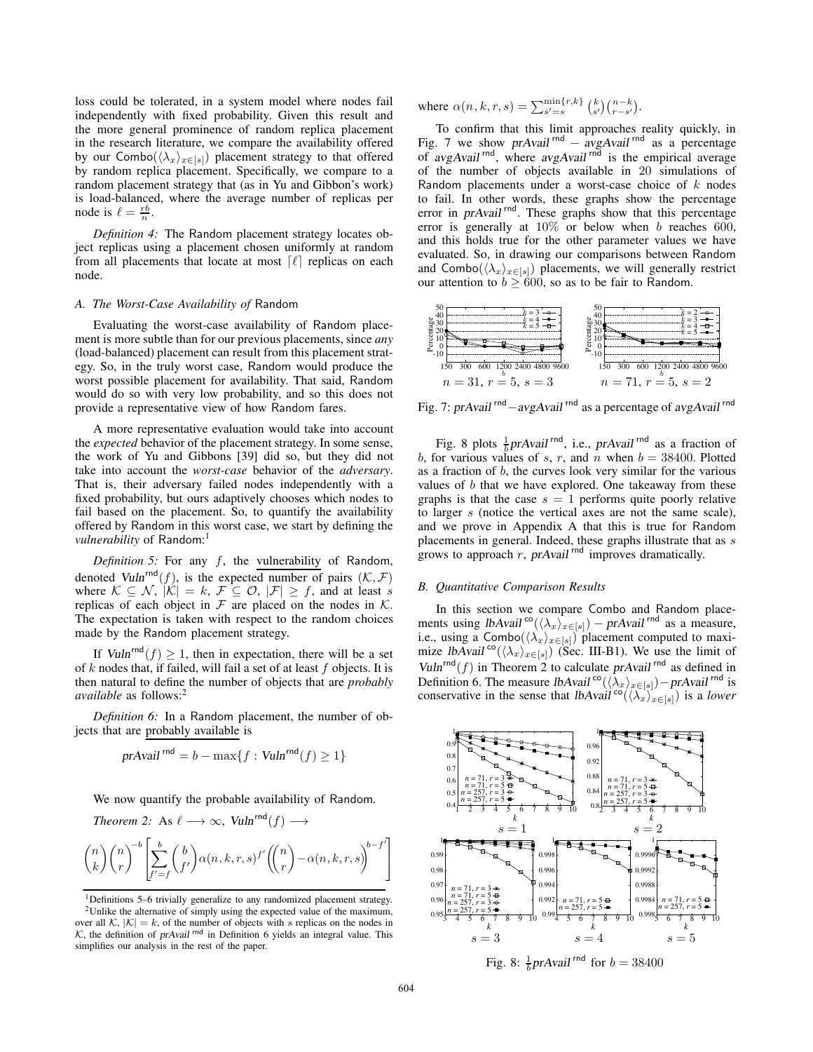loss could be tolerated, in a system model where nodes fail independently with fixed probability. Given this result and the more general prominence of random replica placement in the research literature, we compare the availability offered by our $\mathsf{Combo}(\langle\lambda_x\rangle_{x\in[s]})$ placement strategy to that offered by random replica placement. Specifically, we compare to a random placement strategy that (as in Yu and Gibbon's work) is load-balanced, where the average number of replicas per node is $\ell = \frac{rb}{n}$.

*Definition 4:* The Random placement strategy locates object replicas using a placement chosen uniformly at random from all placements that locate at most $\lceil \ell \rceil$ replicas on each node.

### A. The Worst-Case Availability of Random

Evaluating the worst-case availability of Random placement is more subtle than for our previous placements, since *any* (load-balanced) placement can result from this placement strategy. So, in the truly worst case, Random would produce the worst possible placement for availability. That said, Random would do so with very low probability, and so this does not provide a representative view of how Random fares.

A more representative evaluation would take into account the *expected* behavior of the placement strategy. In some sense, the work of Yu and Gibbons [39] did so, but they did not take into account the *worst-case* behavior of the *adversary*. That is, their adversary failed nodes independently with a fixed probability, but ours adaptively chooses which nodes to fail based on the placement. So, to quantify the availability offered by Random in this worst case, we start by defining the *vulnerability* of Random:[1]

*Definition 5:* For any $f$, the vulnerability of Random, denoted $\mathit{Vuln}^{\mathsf{rnd}}(f)$, is the expected number of pairs $(\mathcal{K}, \mathcal{F})$ where $\mathcal{K} \subseteq \mathcal{N}$, $|\mathcal{K}| = k$, $\mathcal{F} \subseteq \mathcal{O}$, $|\mathcal{F}| \geq f$, and at least $s$ replicas of each object in $\mathcal{F}$ are placed on the nodes in $\mathcal{K}$. The expectation is taken with respect to the random choices made by the Random placement strategy.

If $\mathit{Vuln}^{\mathsf{rnd}}(f) \geq 1$, then in expectation, there will be a set of $k$ nodes that, if failed, will fail a set of at least $f$ objects. It is then natural to define the number of objects that are *probably available* as follows:[2]

*Definition 6:* In a Random placement, the number of objects that are probably available is

$$\mathit{prAvail}^{\mathsf{rnd}} = b - \max\{f : \mathit{Vuln}^{\mathsf{rnd}}(f) \geq 1\}$$

We now quantify the probable availability of Random.

*Theorem 2:* As $\ell \longrightarrow \infty$, $\mathit{Vuln}^{\mathsf{rnd}}(f) \longrightarrow$

$$\binom{n}{k}\binom{n}{r}^{-b}\left[\sum_{f'=f}^{b}\binom{b}{f'}\alpha(n,k,r,s)^{f'}\left(\binom{n}{r}-\alpha(n,k,r,s)\right)^{b-f'}\right]$$

where $\alpha(n,k,r,s) = \sum_{s'=s}^{\min\{r,k\}}\binom{k}{s'}\binom{n-k}{r-s'}$.

To confirm that this limit approaches reality quickly, in Fig. 7 we show $\mathit{prAvail}^{\mathsf{rnd}} - \mathit{avgAvail}^{\mathsf{rnd}}$ as a percentage of $\mathit{avgAvail}^{\mathsf{rnd}}$, where $\mathit{avgAvail}^{\mathsf{rnd}}$ is the empirical average of the number of objects available in 20 simulations of Random placements under a worst-case choice of $k$ nodes to fail. In other words, these graphs show the percentage error in $\mathit{prAvail}^{\mathsf{rnd}}$. These graphs show that this percentage error is generally at 10% or below when $b$ reaches 600, and this holds true for the other parameter values we have evaluated. So, in drawing our comparisons between Random and $\mathsf{Combo}(\langle\lambda_x\rangle_{x\in[s]})$ placements, we will generally restrict our attention to $b \geq 600$, so as to be fair to Random.

Fig. 7: $\mathit{prAvail}^{\mathsf{rnd}} - \mathit{avgAvail}^{\mathsf{rnd}}$ as a percentage of $\mathit{avgAvail}^{\mathsf{rnd}}$ (left: $n = 31$, $r = 5$, $s = 3$; right: $n = 71$, $r = 5$, $s = 2$)

Fig. 8 plots $\frac{1}{b}\mathit{prAvail}^{\mathsf{rnd}}$, i.e., $\mathit{prAvail}^{\mathsf{rnd}}$ as a fraction of $b$, for various values of $s$, $r$, and $n$ when $b = 38400$. Plotted as a fraction of $b$, the curves look very similar for the various values of $b$ that we have explored. One takeaway from these graphs is that the case $s = 1$ performs quite poorly relative to larger $s$ (notice the vertical axes are not the same scale), and we prove in Appendix A that this is true for Random placements in general. Indeed, these graphs illustrate that as $s$ grows to approach $r$, $\mathit{prAvail}^{\mathsf{rnd}}$ improves dramatically.

### B. Quantitative Comparison Results

In this section we compare Combo and Random placements using $\mathit{lbAvail}^{\mathsf{co}}(\langle\lambda_x\rangle_{x\in[s]}) - \mathit{prAvail}^{\mathsf{rnd}}$ as a measure, i.e., using a $\mathsf{Combo}(\langle\lambda_x\rangle_{x\in[s]})$ placement computed to maximize $\mathit{lbAvail}^{\mathsf{co}}(\langle\lambda_x\rangle_{x\in[s]})$ (Sec. III-B1). We use the limit of $\mathit{Vuln}^{\mathsf{rnd}}(f)$ in Theorem 2 to calculate $\mathit{prAvail}^{\mathsf{rnd}}$ as defined in Definition 6. The measure $\mathit{lbAvail}^{\mathsf{co}}(\langle\lambda_x\rangle_{x\in[s]}) - \mathit{prAvail}^{\mathsf{rnd}}$ is conservative in the sense that $\mathit{lbAvail}^{\mathsf{co}}(\langle\lambda_x\rangle_{x\in[s]})$ is a *lower*

Fig. 8: $\frac{1}{b}\mathit{prAvail}^{\mathsf{rnd}}$ for $b = 38400$ (panels: $s = 1$, $s = 2$, $s = 3$, $s = 4$, $s = 5$)

[1] Definitions 5–6 trivially generalize to any randomized placement strategy.

[2] Unlike the alternative of simply using the expected value of the maximum, over all $\mathcal{K}$, $|\mathcal{K}| = k$, of the number of objects with $s$ replicas on the nodes in $\mathcal{K}$, the definition of $\mathit{prAvail}^{\mathsf{rnd}}$ in Definition 6 yields an integral value. This simplifies our analysis in the rest of the paper.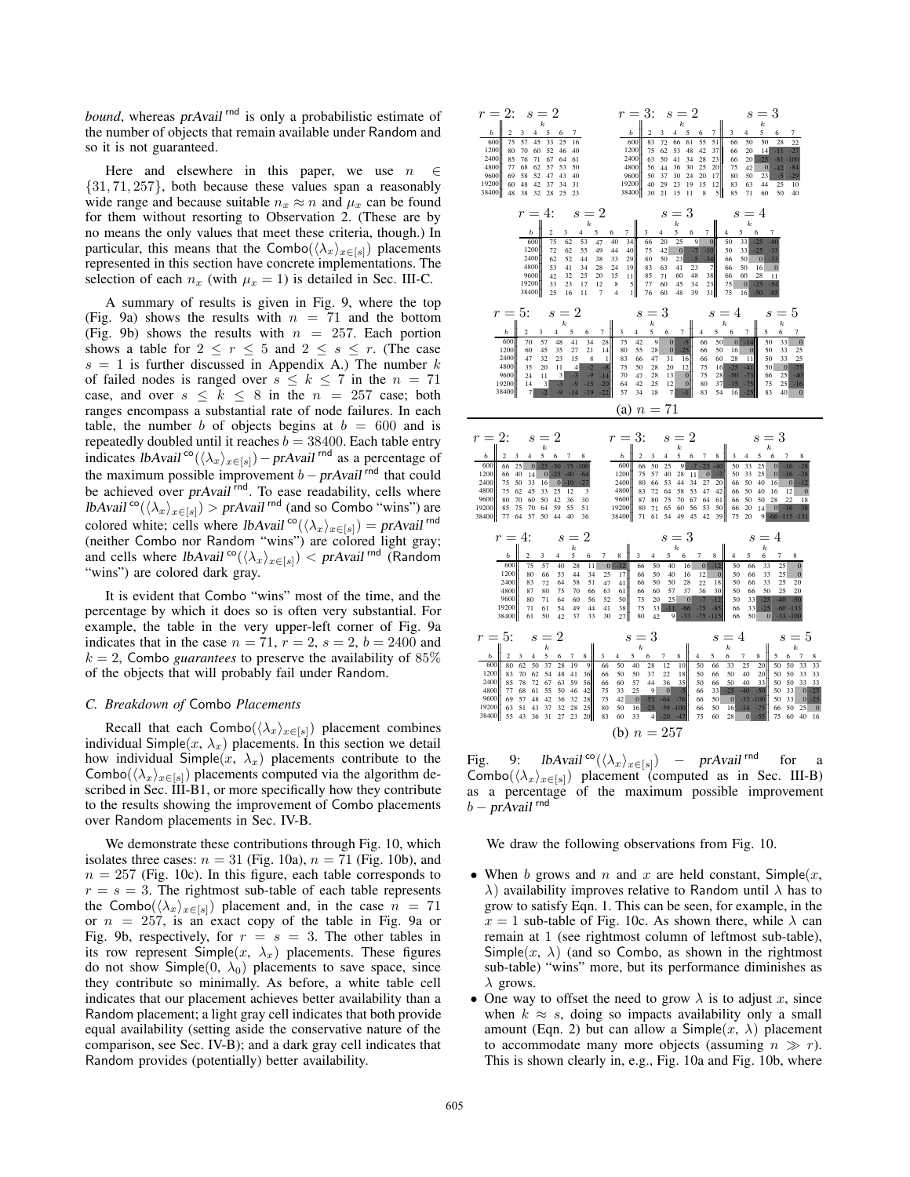*bound*, whereas *prAvail* $^{\mathsf{rnd}}$ is only a probabilistic estimate of the number of objects that remain available under Random and so it is not guaranteed.

Here and elsewhere in this paper, we use $n \in \{31, 71, 257\}$, both because these values span a reasonably wide range and because suitable $n_x \approx n$ and $\mu_x$ can be found for them without resorting to Observation 2. (These are by no means the only values that meet these criteria, though.) In particular, this means that the $\mathsf{Combo}(\langle\lambda_x\rangle_{x\in[s]})$ placements represented in this section have concrete implementations. The selection of each $n_x$ (with $\mu_x = 1$) is detailed in Sec. III-C.

A summary of results is given in Fig. 9, where the top (Fig. 9a) shows the results with $n = 71$ and the bottom (Fig. 9b) shows the results with $n = 257$. Each portion shows a table for $2 \le r \le 5$ and $2 \le s \le r$. (The case $s = 1$ is further discussed in Appendix A.) The number $k$ of failed nodes is ranged over $s \le k \le 7$ in the $n = 71$ case, and over $s \le k \le 8$ in the $n = 257$ case; both ranges encompass a substantial rate of node failures. In each table, the number $b$ of objects begins at $b = 600$ and is repeatedly doubled until it reaches $b = 38400$. Each table entry indicates $\mathit{lbAvail}^{\mathsf{co}}(\langle\lambda_x\rangle_{x\in[s]}) - \mathit{prAvail}^{\mathsf{rnd}}$ as a percentage of the maximum possible improvement $b - \mathit{prAvail}^{\mathsf{rnd}}$ that could be achieved over $\mathit{prAvail}^{\mathsf{rnd}}$. To ease readability, cells where $\mathit{lbAvail}^{\mathsf{co}}(\langle\lambda_x\rangle_{x\in[s]}) > \mathit{prAvail}^{\mathsf{rnd}}$ (and so Combo "wins") are colored white; cells where $\mathit{lbAvail}^{\mathsf{co}}(\langle\lambda_x\rangle_{x\in[s]}) = \mathit{prAvail}^{\mathsf{rnd}}$ (neither Combo nor Random "wins") are colored light gray; and cells where $\mathit{lbAvail}^{\mathsf{co}}(\langle\lambda_x\rangle_{x\in[s]}) < \mathit{prAvail}^{\mathsf{rnd}}$ (Random "wins") are colored dark gray.

It is evident that Combo "wins" most of the time, and the percentage by which it does so is often very substantial. For example, the table in the very upper-left corner of Fig. 9a indicates that in the case $n = 71$, $r = 2$, $s = 2$, $b = 2400$ and $k = 2$, Combo *guarantees* to preserve the availability of $85\%$ of the objects that will probably fail under Random.

### C. Breakdown of Combo Placements

Recall that each $\mathsf{Combo}(\langle\lambda_x\rangle_{x\in[s]})$ placement combines individual $\mathsf{Simple}(x, \lambda_x)$ placements. In this section we detail how individual $\mathsf{Simple}(x, \lambda_x)$ placements contribute to the $\mathsf{Combo}(\langle\lambda_x\rangle_{x\in[s]})$ placements computed via the algorithm described in Sec. III-B1, or more specifically how they contribute to the results showing the improvement of Combo placements over Random placements in Sec. IV-B.

We demonstrate these contributions through Fig. 10, which isolates three cases: $n = 31$ (Fig. 10a), $n = 71$ (Fig. 10b), and $n = 257$ (Fig. 10c). In this figure, each table corresponds to $r = s = 3$. The rightmost sub-table of each table represents the $\mathsf{Combo}(\langle\lambda_x\rangle_{x\in[s]})$ placement and, in the case $n = 71$ or $n = 257$, is an exact copy of the table in Fig. 9a or Fig. 9b, respectively, for $r = s = 3$. The other tables in its row represent $\mathsf{Simple}(x, \lambda_x)$ placements. These figures do not show $\mathsf{Simple}(0, \lambda_0)$ placements to save space, since they contribute so minimally. As before, a white table cell indicates that our placement achieves better availability than a Random placement; a light gray cell indicates that both provide equal availability (setting aside the conservative nature of the comparison, see Sec. IV-B); and a dark gray cell indicates that Random provides (potentially) better availability.

**(a) $n = 71$**

$r = 2$: $s = 2$

| b | k=2 | 3 | 4 | 5 | 6 | 7 |
|---|---|---|---|---|---|---|
| 600 | 75 | 57 | 45 | 33 | 25 | 16 |
| 1200 | 80 | 70 | 60 | 52 | 46 | 40 |
| 2400 | 85 | 76 | 71 | 67 | 64 | 61 |
| 4800 | 77 | 68 | 62 | 57 | 53 | 50 |
| 9600 | 69 | 58 | 52 | 47 | 43 | 40 |
| 19200 | 60 | 48 | 42 | 37 | 34 | 31 |
| 38400 | 48 | 38 | 32 | 28 | 25 | 23 |

$r = 3$: $s = 2$

| b | k=2 | 3 | 4 | 5 | 6 | 7 |
|---|---|---|---|---|---|---|
| 600 | 83 | 72 | 66 | 61 | 55 | 51 |
| 1200 | 75 | 62 | 53 | 48 | 42 | 37 |
| 2400 | 63 | 50 | 41 | 34 | 28 | 23 |
| 4800 | 56 | 44 | 36 | 30 | 25 | 20 |
| 9600 | 50 | 37 | 30 | 24 | 20 | 17 |
| 19200 | 40 | 29 | 23 | 19 | 15 | 12 |
| 38400 | 30 | 21 | 15 | 11 | 8 | 5 |

$r = 3$: $s = 3$

| b | k=3 | 4 | 5 | 6 | 7 |
|---|---|---|---|---|---|
| 600 | 66 | 50 | 50 | 28 | 22 |
| 1200 | 66 | 20 | 14 | -11 | -27 |
| 2400 | 66 | 20 | -25 | -81 | -100 |
| 4800 | 75 | 42 | 0 | -42 | -84 |
| 9600 | 80 | 50 | 23 | -5 | -29 |
| 19200 | 83 | 63 | 44 | 25 | 10 |
| 38400 | 85 | 71 | 60 | 50 | 40 |

$r = 4$: $s = 2$

| b | k=2 | 3 | 4 | 5 | 6 | 7 |
|---|---|---|---|---|---|---|
| 600 | 75 | 62 | 53 | 47 | 40 | 34 |
| 1200 | 72 | 62 | 55 | 49 | 44 | 40 |
| 2400 | 62 | 52 | 44 | 38 | 33 | 29 |
| 4800 | 53 | 41 | 34 | 28 | 24 | 19 |
| 9600 | 42 | 32 | 25 | 20 | 15 | 11 |
| 19200 | 33 | 23 | 17 | 12 | 8 | 5 |
| 38400 | 25 | 16 | 11 | 7 | 4 | 1 |

$r = 4$: $s = 3$

| b | k=3 | 4 | 5 | 6 | 7 |
|---|---|---|---|---|---|
| 600 | 66 | 20 | 25 | 9 | 0 |
| 1200 | 75 | 42 | 0 | -7 | -10 |
| 2400 | 80 | 50 | 23 | -5 | -34 |
| 4800 | 83 | 63 | 41 | 23 | 7 |
| 9600 | 85 | 71 | 60 | 48 | 38 |
| 19200 | 77 | 60 | 45 | 34 | 23 |
| 38400 | 76 | 60 | 48 | 39 | 31 |

$r = 4$: $s = 4$

| b | k=4 | 5 | 6 | 7 |
|---|---|---|---|---|
| 600 | 50 | 33 | -25 | -40 |
| 1200 | 50 | 33 | -25 | -33 |
| 2400 | 66 | 50 | 0 | -33 |
| 4800 | 66 | 50 | 16 | 0 |
| 9600 | 66 | 60 | 28 | 11 |
| 19200 | 75 | 0 | -25 | -54 |
| 38400 | 75 | 16 | -50 | -85 |

$r = 5$: $s = 2$

| b | k=2 | 3 | 4 | 5 | 6 | 7 |
|---|---|---|---|---|---|---|
| 600 | 70 | 57 | 48 | 41 | 34 | 28 |
| 1200 | 60 | 45 | 35 | 27 | 21 | 14 |
| 2400 | 47 | 32 | 23 | 15 | 8 | 1 |
| 4800 | 35 | 20 | 11 | 4 | -2 | -8 |
| 9600 | 24 | 11 | 3 | -3 | -9 | -14 |
| 19200 | 14 | 3 | -3 | -9 | -15 | -20 |
| 38400 | 7 | -2 | -9 | -14 | -19 | -22 |

$r = 5$: $s = 3$

| b | k=3 | 4 | 5 | 6 | 7 |
|---|---|---|---|---|---|
| 600 | 75 | 42 | 9 | 0 | -5 |
| 1200 | 80 | 55 | 28 | 0 | -25 |
| 2400 | 83 | 66 | 47 | 31 | 16 |
| 4800 | 75 | 50 | 28 | 20 | 12 |
| 9600 | 70 | 47 | 28 | 13 | 0 |
| 19200 | 64 | 42 | 25 | 12 | 0 |
| 38400 | 57 | 34 | 18 | 7 | -1 |

$r = 5$: $s = 4$

| b | k=4 | 5 | 6 | 7 |
|---|---|---|---|---|
| 600 | 66 | 50 | 0 | -14 |
| 1200 | 66 | 50 | 16 | 0 |
| 2400 | 66 | 60 | 28 | 11 |
| 4800 | 75 | 16 | -25 | -41 |
| 9600 | 75 | 28 | -50 | -73 |
| 19200 | 75 | 37 | -15 | -58 |
| 38400 | 83 | 54 | 16 | -25 |

$r = 5$: $s = 5$

| b | k=5 | 6 | 7 |
|---|---|---|---|
| 600 | 50 | 33 | 0 |
| 1200 | 50 | 33 | 25 |
| 2400 | 50 | 33 | 25 |
| 4800 | 50 | 0 | -75 |
| 9600 | 66 | 25 | -40 |
| 19200 | 75 | 25 | -16 |
| 38400 | 83 | 40 | 0 |

**(b) $n = 257$**

$r = 2$: $s = 2$

| b | k=2 | 3 | 4 | 5 | 6 | 7 | 8 |
|---|---|---|---|---|---|---|---|
| 600 | 66 | 25 | 0 | -25 | -50 | -75 | -100 |
| 1200 | 66 | 40 | 14 | 0 | -25 | -40 | -64 |
| 2400 | 75 | 50 | 33 | 16 | 0 | -10 | -27 |
| 4800 | 75 | 62 | 45 | 33 | 25 | 12 | 3 |
| 9600 | 80 | 70 | 60 | 50 | 42 | 36 | 30 |
| 19200 | 85 | 75 | 70 | 64 | 59 | 55 | 51 |
| 38400 | 77 | 64 | 57 | 50 | 44 | 40 | 36 |

$r = 3$: $s = 2$

| b | k=2 | 3 | 4 | 5 | 6 | 7 | 8 |
|---|---|---|---|---|---|---|---|
| 600 | 66 | 50 | 25 | 9 | -7 | -23 | -40 |
| 1200 | 75 | 57 | 40 | 28 | 11 | 0 | -7 |
| 2400 | 80 | 66 | 53 | 44 | 34 | 27 | 20 |
| 4800 | 83 | 72 | 64 | 58 | 53 | 47 | 42 |
| 9600 | 87 | 80 | 75 | 70 | 67 | 64 | 61 |
| 19200 | 80 | 71 | 65 | 60 | 56 | 53 | 50 |
| 38400 | 71 | 61 | 54 | 49 | 45 | 42 | 39 |

$r = 3$: $s = 3$

| b | k=3 | 4 | 5 | 6 | 7 | 8 |
|---|---|---|---|---|---|---|
| 600 | 50 | 33 | 25 | 0 | -16 | -28 |
| 1200 | 50 | 33 | 25 | 0 | -16 | -28 |
| 2400 | 66 | 50 | 40 | 16 | 0 | -12 |
| 4800 | 66 | 50 | 40 | 16 | 12 | 0 |
| 9600 | 66 | 50 | 50 | 28 | 22 | 18 |
| 19200 | 66 | 20 | 14 | 0 | -16 | -38 |
| 38400 | 75 | 20 | 9 | -66 | -115 | -131 |

$r = 4$: $s = 2$

| b | k=2 | 3 | 4 | 5 | 6 | 7 | 8 |
|---|---|---|---|---|---|---|---|
| 600 | 75 | 57 | 40 | 28 | 11 | 0 | -12 |
| 1200 | 80 | 66 | 53 | 44 | 34 | 25 | 17 |
| 2400 | 83 | 72 | 64 | 58 | 51 | 47 | 41 |
| 4800 | 87 | 80 | 75 | 70 | 66 | 63 | 61 |
| 9600 | 80 | 71 | 64 | 60 | 56 | 52 | 50 |
| 19200 | 71 | 61 | 54 | 49 | 44 | 41 | 38 |
| 38400 | 61 | 50 | 42 | 37 | 33 | 30 | 27 |

$r = 4$: $s = 3$

| b | k=3 | 4 | 5 | 6 | 7 | 8 |
|---|---|---|---|---|---|---|
| 600 | 66 | 50 | 40 | 16 | 0 | -12 |
| 1200 | 66 | 50 | 40 | 16 | 12 | 0 |
| 2400 | 66 | 50 | 50 | 28 | 22 | 18 |
| 4800 | 66 | 60 | 57 | 37 | 36 | 30 |
| 9600 | 75 | 20 | 25 | 0 | -7 | -12 |
| 19200 | 75 | 33 | -11 | -66 | -75 | -85 |
| 38400 | 80 | 42 | 9 | -33 | -75 | -115 |

$r = 4$: $s = 4$

| b | k=4 | 5 | 6 | 7 | 8 |
|---|---|---|---|---|---|
| 600 | 50 | 66 | 33 | 25 | 0 |
| 1200 | 50 | 66 | 33 | 25 | 0 |
| 2400 | 50 | 66 | 33 | 25 | 20 |
| 4800 | 50 | 66 | 50 | 25 | 20 |
| 9600 | 50 | 33 | -25 | -40 | -50 |
| 19200 | 66 | 33 | -25 | -60 | -133 |
| 38400 | 66 | 50 | 0 | -33 | -100 |

$r = 5$: $s = 2$

| b | k=2 | 3 | 4 | 5 | 6 | 7 | 8 |
|---|---|---|---|---|---|---|---|
| 600 | 80 | 62 | 50 | 37 | 28 | 19 | 9 |
| 1200 | 83 | 70 | 62 | 54 | 48 | 41 | 36 |
| 2400 | 85 | 78 | 72 | 67 | 63 | 59 | 56 |
| 4800 | 77 | 68 | 61 | 55 | 50 | 46 | 42 |
| 9600 | 69 | 57 | 48 | 42 | 36 | 32 | 28 |
| 19200 | 63 | 51 | 43 | 37 | 32 | 28 | 25 |
| 38400 | 55 | 43 | 36 | 31 | 27 | 23 | 20 |

$r = 5$: $s = 3$

| b | k=3 | 4 | 5 | 6 | 7 | 8 |
|---|---|---|---|---|---|---|
| 600 | 66 | 50 | 40 | 28 | 12 | 10 |
| 1200 | 66 | 50 | 50 | 37 | 22 | 18 |
| 2400 | 66 | 60 | 57 | 44 | 36 | 35 |
| 4800 | 75 | 33 | 25 | 9 | 0 | -5 |
| 9600 | 75 | 42 | 0 | -53 | -64 | -76 |
| 19200 | 80 | 50 | 16 | -25 | -59 | -100 |
| 38400 | 83 | 60 | 33 | 4 | -20 | -47 |

$r = 5$: $s = 4$

| b | k=4 | 5 | 6 | 7 | 8 |
|---|---|---|---|---|---|
| 600 | 50 | 66 | 33 | 25 | 20 |
| 1200 | 50 | 66 | 50 | 40 | 20 |
| 2400 | 50 | 66 | 50 | 40 | 33 |
| 4800 | 66 | 33 | -25 | -40 | -50 |
| 9600 | 66 | 50 | 0 | -33 | -100 |
| 19200 | 66 | 50 | 16 | -14 | -75 |
| 38400 | 75 | 60 | 28 | 0 | -55 |

$r = 5$: $s = 5$

| b | k=5 | 6 | 7 | 8 |
|---|---|---|---|---|
| 600 | 50 | 50 | 33 | 33 |
| 1200 | 50 | 50 | 33 | 33 |
| 2400 | 50 | 50 | 33 | 33 |
| 4800 | 50 | 33 | 0 | -25 |
| 9600 | 50 | 33 | 0 | -25 |
| 19200 | 66 | 50 | 25 | 0 |
| 38400 | 75 | 60 | 40 | 16 |

Fig. 9: $\mathit{lbAvail}^{\mathsf{co}}(\langle\lambda_x\rangle_{x\in[s]}) - \mathit{prAvail}^{\mathsf{rnd}}$ for a $\mathsf{Combo}(\langle\lambda_x\rangle_{x\in[s]})$ placement (computed as in Sec. III-B) as a percentage of the maximum possible improvement $b - \mathit{prAvail}^{\mathsf{rnd}}$

We draw the following observations from Fig. 10.

- When $b$ grows and $n$ and $x$ are held constant, $\mathsf{Simple}(x, \lambda)$ availability improves relative to Random until $\lambda$ has to grow to satisfy Eqn. 1. This can be seen, for example, in the $x = 1$ sub-table of Fig. 10c. As shown there, while $\lambda$ can remain at 1 (see rightmost column of leftmost sub-table), $\mathsf{Simple}(x, \lambda)$ (and so Combo, as shown in the rightmost sub-table) "wins" more, but its performance diminishes as $\lambda$ grows.
- One way to offset the need to grow $\lambda$ is to adjust $x$, since when $k \approx s$, doing so impacts availability only a small amount (Eqn. 2) but can allow a $\mathsf{Simple}(x, \lambda)$ placement to accommodate many more objects (assuming $n \gg r$). This is shown clearly in, e.g., Fig. 10a and Fig. 10b, where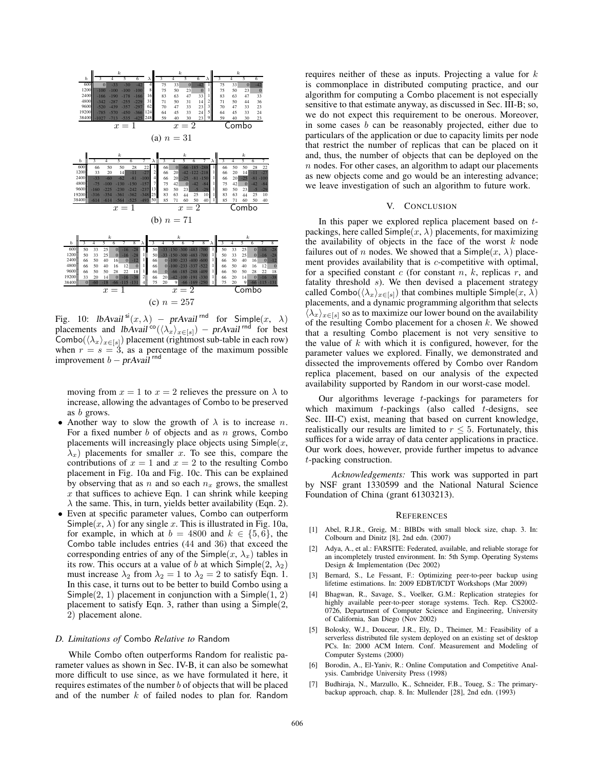**(a) $n = 31$**

| | $x = 1$ | | | | | $x = 2$ | | | | | Combo | | | |
|---|---|---|---|---|---|---|---|---|---|---|---|---|---|---|
| | $k$ | | | | | $k$ | | | | | $k$ | | | |
| $b$ | 3 | 4 | 5 | 6 | $\lambda$ | 3 | 4 | 5 | 6 | $\lambda$ | 3 | 4 | 5 | 6 |
| 600 | 0 | -33 | -30 | -42 | 4 | 75 | 33 | 0 | -42 | 1 | 75 | 33 | 0 | -42 |
| 1200 | -100 | -100 | -100 | -100 | 8 | 75 | 50 | 23 | 0 | 1 | 75 | 50 | 23 | 0 |
| 2400 | -166 | -190 | -178 | -166 | 16 | 83 | 63 | 47 | 33 | 1 | 83 | 63 | 47 | 33 |
| 4800 | -342 | -287 | -255 | -229 | 31 | 71 | 50 | 31 | 14 | 2 | 71 | 50 | 44 | 36 |
| 9600 | -520 | -439 | -357 | -297 | 62 | 70 | 47 | 33 | 23 | 3 | 70 | 47 | 33 | 23 |
| 19200 | -785 | -570 | -450 | -366 | 124 | 64 | 45 | 33 | 24 | 5 | 64 | 45 | 33 | 24 |
| 38400 | -1027 | -713 | -535 | -425 | 248 | 59 | 40 | 30 | 23 | 9 | 59 | 40 | 30 | 23 |

**(b) $n = 71$**

| | $x = 1$ | | | | | | $x = 2$ | | | | | | Combo | | | | |
|---|---|---|---|---|---|---|---|---|---|---|---|---|---|---|---|---|---|
| | $k$ | | | | | | $k$ | | | | | | $k$ | | | | |
| $b$ | 3 | 4 | 5 | 6 | 7 | $\lambda$ | 3 | 4 | 5 | 6 | 7 | $\lambda$ | 3 | 4 | 5 | 6 | 7 |
| 600 | 66 | 50 | 50 | 28 | 22 | 1 | 66 | 0 | -66 | -185 | -288 | 1 | 66 | 50 | 50 | 28 | 22 |
| 1200 | 33 | 20 | 14 | -11 | -27 | 2 | 66 | 20 | -42 | -122 | -218 | 1 | 66 | 20 | 14 | -11 | -27 |
| 2400 | -33 | -60 | -62 | -81 | -100 | 4 | 66 | 20 | -25 | -81 | -150 | 1 | 66 | 20 | -25 | -81 | -100 |
| 4800 | -75 | -100 | -130 | -150 | -157 | 7 | 75 | 42 | 0 | -42 | -84 | 1 | 75 | 42 | 0 | -42 | -84 |
| 9600 | -160 | -225 | -230 | -242 | -237 | 13 | 80 | 50 | 23 | -5 | -29 | 1 | 80 | 50 | 23 | -5 | -29 |
| 19200 | -316 | -354 | -361 | -362 | -348 | 25 | 83 | 63 | 44 | 25 | 10 | 1 | 83 | 63 | 44 | 25 | 10 |
| 38400 | -614 | -614 | -564 | -525 | -493 | 50 | 85 | 71 | 60 | 50 | 40 | 1 | 85 | 71 | 60 | 50 | 40 |

**(c) $n = 257$**

| | $x = 1$ | | | | | | | $x = 2$ | | | | | | | Combo | | | | | |
|---|---|---|---|---|---|---|---|---|---|---|---|---|---|---|---|---|---|---|---|---|
| | $k$ | | | | | | | $k$ | | | | | | | $k$ | | | | | |
| $b$ | 3 | 4 | 5 | 6 | 7 | 8 | $\lambda$ | 3 | 4 | 5 | 6 | 7 | 8 | $\lambda$ | 3 | 4 | 5 | 6 | 7 | 8 |
| 600 | 50 | 33 | 25 | 0 | -16 | -28 | 1 | 50 | -33 | -150 | -300 | -483 | -700 | 1 | 50 | 33 | 25 | 0 | -16 | -28 |
| 1200 | 50 | 33 | 25 | 0 | -16 | -28 | 1 | 50 | -33 | -150 | -300 | -483 | -700 | 1 | 50 | 33 | 25 | 0 | -16 | -28 |
| 2400 | 66 | 50 | 40 | 16 | 0 | -12 | 1 | 66 | 0 | -100 | -233 | -400 | -600 | 1 | 66 | 50 | 40 | 16 | 0 | -12 |
| 4800 | 66 | 50 | 40 | 16 | 12 | 0 | 1 | 66 | 0 | -100 | -233 | -337 | -522 | 1 | 66 | 50 | 40 | 16 | 12 | 0 |
| 9600 | 66 | 50 | 50 | 28 | 22 | 18 | 1 | 66 | 0 | -66 | -185 | -288 | -409 | 1 | 66 | 50 | 50 | 28 | 22 | 18 |
| 19200 | 33 | 20 | 14 | 0 | -16 | -38 | 2 | 66 | 20 | -42 | -100 | -191 | -330 | 1 | 66 | 20 | 14 | 0 | -16 | -38 |
| 38400 | 0 | -60 | -18 | -66 | -115 | -131 | 4 | 75 | 20 | 9 | -66 | -169 | -250 | 1 | 75 | 20 | 9 | -66 | -115 | -131 |

Fig. 10: $\mathit{lbAvail}^{\mathsf{si}}(x, \lambda) - \mathit{prAvail}^{\mathsf{rnd}}$ for Simple($x$, $\lambda$) placements and $\mathit{lbAvail}^{\mathsf{co}}(\langle\lambda_x\rangle_{x\in[s]}) - \mathit{prAvail}^{\mathsf{rnd}}$ for best Combo($\langle\lambda_x\rangle_{x\in[s]}$) placement (rightmost sub-table in each row) when $r = s = 3$, as a percentage of the maximum possible improvement $b - \mathit{prAvail}^{\mathsf{rnd}}$

moving from $x = 1$ to $x = 2$ relieves the pressure on $\lambda$ to increase, allowing the advantages of Combo to be preserved as $b$ grows.

- Another way to slow the growth of $\lambda$ is to increase $n$. For a fixed number $b$ of objects and as $n$ grows, Combo placements will increasingly place objects using Simple($x$, $\lambda_x$) placements for smaller $x$. To see this, compare the contributions of $x = 1$ and $x = 2$ to the resulting Combo placement in Fig. 10a and Fig. 10c. This can be explained by observing that as $n$ and so each $n_x$ grows, the smallest $x$ that suffices to achieve Eqn. 1 can shrink while keeping $\lambda$ the same. This, in turn, yields better availability (Eqn. 2).
- Even at specific parameter values, Combo can outperform Simple($x$, $\lambda$) for any single $x$. This is illustrated in Fig. 10a, for example, in which at $b = 4800$ and $k \in \{5, 6\}$, the Combo table includes entries (44 and 36) that exceed the corresponding entries of any of the Simple($x$, $\lambda_x$) tables in its row. This occurs at a value of $b$ at which Simple(2, $\lambda_2$) must increase $\lambda_2$ from $\lambda_2 = 1$ to $\lambda_2 = 2$ to satisfy Eqn. 1. In this case, it turns out to be better to build Combo using a Simple(2, 1) placement in conjunction with a Simple(1, 2) placement to satisfy Eqn. 3, rather than using a Simple(2, 2) placement alone.

### D. Limitations of Combo Relative to Random

While Combo often outperforms Random for realistic parameter values as shown in Sec. IV-B, it can also be somewhat more difficult to use since, as we have formulated it here, it requires estimates of the number $b$ of objects that will be placed and of the number $k$ of failed nodes to plan for. Random requires neither of these as inputs. Projecting a value for $k$ is commonplace in distributed computing practice, and our algorithm for computing a Combo placement is not especially sensitive to that estimate anyway, as discussed in Sec. III-B; so, we do not expect this requirement to be onerous. Moreover, in some cases $b$ can be reasonably projected, either due to particulars of the application or due to capacity limits per node that restrict the number of replicas that can be placed on it and, thus, the number of objects that can be deployed on the $n$ nodes. For other cases, an algorithm to adapt our placements as new objects come and go would be an interesting advance; we leave investigation of such an algorithm to future work.

## V. Conclusion

In this paper we explored replica placement based on $t$-packings, here called Simple($x$, $\lambda$) placements, for maximizing the availability of objects in the face of the worst $k$ node failures out of $n$ nodes. We showed that a Simple($x$, $\lambda$) placement provides availability that is $c$-competitive with optimal, for a specified constant $c$ (for constant $n$, $k$, replicas $r$, and fatality threshold $s$). We then devised a placement strategy called Combo($\langle\lambda_x\rangle_{x\in[s]}$) that combines multiple Simple($x$, $\lambda$) placements, and a dynamic programming algorithm that selects $\langle\lambda_x\rangle_{x\in[s]}$ so as to maximize our lower bound on the availability of the resulting Combo placement for a chosen $k$. We showed that a resulting Combo placement is not very sensitive to the value of $k$ with which it is configured, however, for the parameter values we explored. Finally, we demonstrated and dissected the improvements offered by Combo over Random replica placement, based on our analysis of the expected availability supported by Random in our worst-case model.

Our algorithms leverage $t$-packings for parameters for which maximum $t$-packings (also called $t$-designs, see Sec. III-C) exist, meaning that based on current knowledge, realistically our results are limited to $r \le 5$. Fortunately, this suffices for a wide array of data center applications in practice. Our work does, however, provide further impetus to advance $t$-packing construction.

*Acknowledgements:* This work was supported in part by NSF grant 1330599 and the National Natural Science Foundation of China (grant 61303213).

## References

[1] Abel, R.J.R., Greig, M.: BIBDs with small block size, chap. 3. In: Colbourn and Dinitz [8], 2nd edn. (2007)

[2] Adya, A., et al.: FARSITE: Federated, available, and reliable storage for an incompletely trusted environment. In: 5th Symp. Operating Systems Design & Implementation (Dec 2002)

[3] Bernard, S., Le Fessant, F.: Optimizing peer-to-peer backup using lifetime estimations. In: 2009 EDBT/ICDT Workshops (Mar 2009)

[4] Bhagwan, R., Savage, S., Voelker, G.M.: Replication strategies for highly available peer-to-peer storage systems. Tech. Rep. CS2002-0726, Department of Computer Science and Engineering, University of California, San Diego (Nov 2002)

[5] Bolosky, W.J., Douceur, J.R., Ely, D., Theimer, M.: Feasibility of a serverless distributed file system deployed on an existing set of desktop PCs. In: 2000 ACM Intern. Conf. Measurement and Modeling of Computer Systems (2000)

[6] Borodin, A., El-Yaniv, R.: Online Computation and Competitive Analysis. Cambridge University Press (1998)

[7] Budhiraja, N., Marzullo, K., Schneider, F.B., Toueg, S.: The primary-backup approach, chap. 8. In: Mullender [28], 2nd edn. (1993)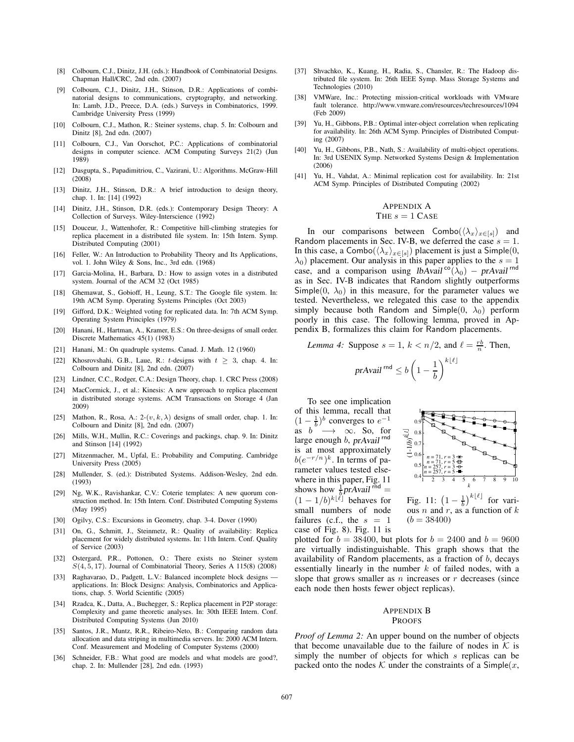[8] Colbourn, C.J., Dinitz, J.H. (eds.): Handbook of Combinatorial Designs. Chapman Hall/CRC, 2nd edn. (2007)

[9] Colbourn, C.J., Dinitz, J.H., Stinson, D.R.: Applications of combinatorial designs to communications, cryptography, and networking. In: Lamb, J.D., Preece, D.A. (eds.) Surveys in Combinatorics, 1999. Cambridge University Press (1999)

[10] Colbourn, C.J., Mathon, R.: Steiner systems, chap. 5. In: Colbourn and Dinitz [8], 2nd edn. (2007)

[11] Colbourn, C.J., Van Oorschot, P.C.: Applications of combinatorial designs in computer science. ACM Computing Surveys 21(2) (Jun 1989)

[12] Dasgupta, S., Papadimitriou, C., Vazirani, U.: Algorithms. McGraw-Hill (2008)

[13] Dinitz, J.H., Stinson, D.R.: A brief introduction to design theory, chap. 1. In: [14] (1992)

[14] Dinitz, J.H., Stinson, D.R. (eds.): Contemporary Design Theory: A Collection of Surveys. Wiley-Interscience (1992)

[15] Douceur, J., Wattenhofer, R.: Competitive hill-climbing strategies for replica placement in a distributed file system. In: 15th Intern. Symp. Distributed Computing (2001)

[16] Feller, W.: An Introduction to Probability Theory and Its Applications, vol. 1. John Wiley & Sons, Inc., 3rd edn. (1968)

[17] Garcia-Molina, H., Barbara, D.: How to assign votes in a distributed system. Journal of the ACM 32 (Oct 1985)

[18] Ghemawat, S., Gobioff, H., Leung, S.T.: The Google file system. In: 19th ACM Symp. Operating Systems Principles (Oct 2003)

[19] Gifford, D.K.: Weighted voting for replicated data. In: 7th ACM Symp. Operating System Principles (1979)

[20] Hanani, H., Hartman, A., Kramer, E.S.: On three-designs of small order. Discrete Mathematics 45(1) (1983)

[21] Hanani, M.: On quadruple systems. Canad. J. Math. 12 (1960)

[22] Khosrovshahi, G.B., Laue, R.: $t$-designs with $t \geq 3$, chap. 4. In: Colbourn and Dinitz [8], 2nd edn. (2007)

[23] Lindner, C.C., Rodger, C.A.: Design Theory, chap. 1. CRC Press (2008)

[24] MacCormick, J., et al.: Kinesis: A new approach to replica placement in distributed storage systems. ACM Transactions on Storage 4 (Jan 2009)

[25] Mathon, R., Rosa, A.: 2-$(v, k, \lambda)$ designs of small order, chap. 1. In: Colbourn and Dinitz [8], 2nd edn. (2007)

[26] Mills, W.H., Mullin, R.C.: Coverings and packings, chap. 9. In: Dinitz and Stinson [14] (1992)

[27] Mitzenmacher, M., Upfal, E.: Probability and Computing. Cambridge University Press (2005)

[28] Mullender, S. (ed.): Distributed Systems. Addison-Wesley, 2nd edn. (1993)

[29] Ng, W.K., Ravishankar, C.V.: Coterie templates: A new quorum construction method. In: 15th Intern. Conf. Distributed Computing Systems (May 1995)

[30] Ogilvy, C.S.: Excursions in Geometry, chap. 3-4. Dover (1990)

[31] On, G., Schmitt, J., Steinmetz, R.: Quality of availability: Replica placement for widely distributed systems. In: 11th Intern. Conf. Quality of Service (2003)

[32] Ostergard, P.R., Pottonen, O.: There exists no Steiner system $S(4, 5, 17)$. Journal of Combinatorial Theory, Series A 115(8) (2008)

[33] Raghavarao, D., Padgett, L.V.: Balanced incomplete block designs — applications. In: Block Designs: Analysis, Combinatorics and Applications, chap. 5. World Scientific (2005)

[34] Rzadca, K., Datta, A., Buchegger, S.: Replica placement in P2P storage: Complexity and game theoretic analyses. In: 30th IEEE Intern. Conf. Distributed Computing Systems (Jun 2010)

[35] Santos, J.R., Muntz, R.R., Ribeiro-Neto, B.: Comparing random data allocation and data striping in multimedia servers. In: 2000 ACM Intern. Conf. Measurement and Modeling of Computer Systems (2000)

[36] Schneider, F.B.: What good are models and what models are good?, chap. 2. In: Mullender [28], 2nd edn. (1993)

[37] Shvachko, K., Kuang, H., Radia, S., Chansler, R.: The Hadoop distributed file system. In: 26th IEEE Symp. Mass Storage Systems and Technologies (2010)

[38] VMWare, Inc.: Protecting mission-critical workloads with VMware fault tolerance. http://www.vmware.com/resources/techresources/1094 (Feb 2009)

[39] Yu, H., Gibbons, P.B.: Optimal inter-object correlation when replicating for availability. In: 26th ACM Symp. Principles of Distributed Computing (2007)

[40] Yu, H., Gibbons, P.B., Nath, S.: Availability of multi-object operations. In: 3rd USENIX Symp. Networked Systems Design & Implementation (2006)

[41] Yu, H., Vahdat, A.: Minimal replication cost for availability. In: 21st ACM Symp. Principles of Distributed Computing (2002)

## Appendix A
## The $s = 1$ Case

In our comparisons between $\mathsf{Combo}(\langle \lambda_x \rangle_{x \in [s]})$ and Random placements in Sec. IV-B, we deferred the case $s = 1$. In this case, a $\mathsf{Combo}(\langle \lambda_x \rangle_{x \in [s]})$ placement is just a $\mathsf{Simple}(0, \lambda_0)$ placement. Our analysis in this paper applies to the $s = 1$ case, and a comparison using $\mathit{lbAvail}^{\mathsf{co}}(\lambda_0) - \mathit{prAvail}^{\mathsf{rnd}}$ as in Sec. IV-B indicates that Random slightly outperforms $\mathsf{Simple}(0, \lambda_0)$ in this measure, for the parameter values we tested. Nevertheless, we relegated this case to the appendix simply because both Random and $\mathsf{Simple}(0, \lambda_0)$ perform poorly in this case. The following lemma, proved in Appendix B, formalizes this claim for Random placements.

*Lemma 4:* Suppose $s = 1$, $k < n/2$, and $\ell = \frac{rb}{n}$. Then,

$$\mathit{prAvail}^{\mathsf{rnd}} \leq b \left(1 - \frac{1}{b}\right)^{k \lfloor \ell \rfloor}$$

To see one implication of this lemma, recall that $(1 - \frac{1}{b})^b$ converges to $e^{-1}$ as $b \longrightarrow \infty$. So, for large enough $b$, $\mathit{prAvail}^{\mathsf{rnd}}$ is at most approximately $b(e^{-r/n})^k$. In terms of parameter values tested elsewhere in this paper, Fig. 11 shows how $\frac{1}{b}\mathit{prAvail}^{\mathsf{rnd}} = (1 - 1/b)^{k\lfloor \ell \rfloor}$ behaves for small numbers of node failures (c.f., the $s = 1$ case of Fig. 8). Fig. 11 is plotted for $b = 38400$, but plots for $b = 2400$ and $b = 9600$ are virtually indistinguishable. This graph shows that the availability of Random placements, as a fraction of $b$, decays essentially linearly in the number $k$ of failed nodes, with a slope that grows smaller as $n$ increases or $r$ decreases (since each node then hosts fewer object replicas).

Fig. 11: $\left(1 - \frac{1}{b}\right)^{k\lfloor \ell \rfloor}$ for various $n$ and $r$, as a function of $k$ ($b = 38400$)

## Appendix B
## Proofs

*Proof of Lemma 2:* An upper bound on the number of objects that become unavailable due to the failure of nodes in $\mathcal{K}$ is simply the number of objects for which $s$ replicas can be packed onto the nodes $\mathcal{K}$ under the constraints of a $\mathsf{Simple}(x,$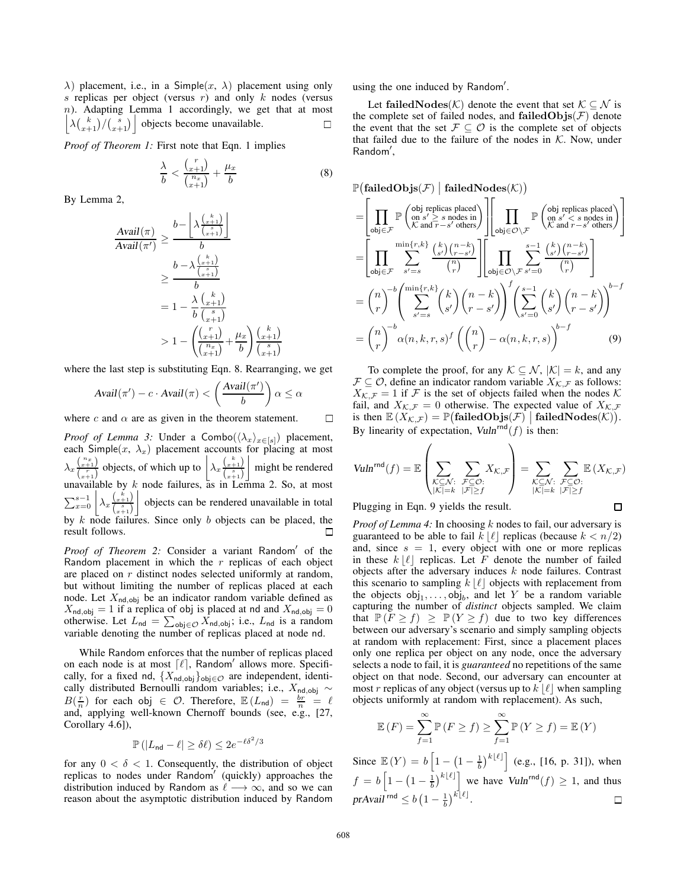$\lambda$) placement, i.e., in a $\mathsf{Simple}(x,\ \lambda)$ placement using only $s$ replicas per object (versus $r$) and only $k$ nodes (versus $n$). Adapting Lemma 1 accordingly, we get that at most $\left\lfloor \lambda\binom{k}{x+1}/\binom{s}{x+1} \right\rfloor$ objects become unavailable. □

*Proof of Theorem 1:* First note that Eqn. 1 implies

$$\frac{\lambda}{b} < \frac{\binom{r}{x+1}}{\binom{n_x}{x+1}} + \frac{\mu_x}{b} \tag{8}$$

By Lemma 2,

$$\begin{aligned}
\frac{\mathit{Avail}(\pi)}{\mathit{Avail}(\pi')} &\geq \frac{b - \left\lfloor \lambda \frac{\binom{k}{x+1}}{\binom{s}{x+1}} \right\rfloor}{b} \\
&\geq \frac{b - \lambda \frac{\binom{k}{x+1}}{\binom{s}{x+1}}}{b} \\
&= 1 - \frac{\lambda}{b} \frac{\binom{k}{x+1}}{\binom{s}{x+1}} \\
&> 1 - \left( \frac{\binom{r}{x+1}}{\binom{n_x}{x+1}} + \frac{\mu_x}{b} \right) \frac{\binom{k}{x+1}}{\binom{s}{x+1}}
\end{aligned}$$

where the last step is substituting Eqn. 8. Rearranging, we get

$$\mathit{Avail}(\pi') - c \cdot \mathit{Avail}(\pi) < \left( \frac{\mathit{Avail}(\pi')}{b} \right) \alpha \leq \alpha$$

where $c$ and $\alpha$ are as given in the theorem statement. □

*Proof of Lemma 3:* Under a $\mathsf{Combo}(\langle \lambda_x \rangle_{x \in [s]})$ placement, each $\mathsf{Simple}(x,\ \lambda_x)$ placement accounts for placing at most $\lambda_x \frac{\binom{n_x}{x+1}}{\binom{r}{x+1}}$ objects, of which up to $\left\lfloor \lambda_x \frac{\binom{k}{x+1}}{\binom{s}{x+1}} \right\rfloor$ might be rendered unavailable by $k$ node failures, as in Lemma 2. So, at most $\sum_{x=0}^{s-1} \left\lfloor \lambda_x \frac{\binom{k}{x+1}}{\binom{s}{x+1}} \right\rfloor$ objects can be rendered unavailable in total by $k$ node failures. Since only $b$ objects can be placed, the result follows. □

*Proof of Theorem 2:* Consider a variant $\mathsf{Random}'$ of the $\mathsf{Random}$ placement in which the $r$ replicas of each object are placed on $r$ distinct nodes selected uniformly at random, but without limiting the number of replicas placed at each node. Let $X_{\mathsf{nd},\mathsf{obj}}$ be an indicator random variable defined as $X_{\mathsf{nd},\mathsf{obj}} = 1$ if a replica of obj is placed at nd and $X_{\mathsf{nd},\mathsf{obj}} = 0$ otherwise. Let $L_{\mathsf{nd}} = \sum_{\mathsf{obj} \in \mathcal{O}} X_{\mathsf{nd},\mathsf{obj}}$; i.e., $L_{\mathsf{nd}}$ is a random variable denoting the number of replicas placed at node nd.

While $\mathsf{Random}$ enforces that the number of replicas placed on each node is at most $\lceil \ell \rceil$, $\mathsf{Random}'$ allows more. Specifically, for a fixed nd, $\{X_{\mathsf{nd},\mathsf{obj}}\}_{\mathsf{obj} \in \mathcal{O}}$ are independent, identically distributed Bernoulli random variables; i.e., $X_{\mathsf{nd},\mathsf{obj}} \sim B(\frac{r}{n})$ for each $\mathsf{obj} \in \mathcal{O}$. Therefore, $\mathbb{E}(L_{\mathsf{nd}}) = \frac{br}{n} = \ell$ and, applying well-known Chernoff bounds (see, e.g., [27, Corollary 4.6]),

$$\mathbb{P}\left(|L_{\mathsf{nd}} - \ell| \geq \delta\ell\right) \leq 2e^{-\ell\delta^2/3}$$

for any $0 < \delta < 1$. Consequently, the distribution of object replicas to nodes under $\mathsf{Random}'$ (quickly) approaches the distribution induced by $\mathsf{Random}$ as $\ell \longrightarrow \infty$, and so we can reason about the asymptotic distribution induced by $\mathsf{Random}$ using the one induced by $\mathsf{Random}'$.

Let $\mathbf{failedNodes}(\mathcal{K})$ denote the event that set $\mathcal{K} \subseteq \mathcal{N}$ is the complete set of failed nodes, and $\mathbf{failedObjs}(\mathcal{F})$ denote the event that the set $\mathcal{F} \subseteq \mathcal{O}$ is the complete set of objects that failed due to the failure of the nodes in $\mathcal{K}$. Now, under $\mathsf{Random}'$,

$$\begin{aligned}
&\mathbb{P}\big(\mathbf{failedObjs}(\mathcal{F}) \bigm| \mathbf{failedNodes}(\mathcal{K})\big) \\
&= \left[ \prod_{\mathsf{obj} \in \mathcal{F}} \mathbb{P}\begin{pmatrix} \text{obj replicas placed} \\ \text{on } s' \geq s \text{ nodes in} \\ \mathcal{K} \text{ and } r - s' \text{ others} \end{pmatrix} \right] \left[ \prod_{\mathsf{obj} \in \mathcal{O} \setminus \mathcal{F}} \mathbb{P}\begin{pmatrix} \text{obj replicas placed} \\ \text{on } s' < s \text{ nodes in} \\ \mathcal{K} \text{ and } r - s' \text{ others} \end{pmatrix} \right] \\
&= \left[ \prod_{\mathsf{obj} \in \mathcal{F}} \sum_{s'=s}^{\min\{r,k\}} \frac{\binom{k}{s'}\binom{n-k}{r-s'}}{\binom{n}{r}} \right] \left[ \prod_{\mathsf{obj} \in \mathcal{O} \setminus \mathcal{F}} \sum_{s'=0}^{s-1} \frac{\binom{k}{s'}\binom{n-k}{r-s'}}{\binom{n}{r}} \right] \\
&= \binom{n}{r}^{-b} \left( \sum_{s'=s}^{\min\{r,k\}} \binom{k}{s'}\binom{n-k}{r-s'} \right)^{f} \left( \sum_{s'=0}^{s-1} \binom{k}{s'}\binom{n-k}{r-s'} \right)^{b-f} \\
&= \binom{n}{r}^{-b} \alpha(n,k,r,s)^{f} \left( \binom{n}{r} - \alpha(n,k,r,s) \right)^{b-f}
\end{aligned} \tag{9}$$

To complete the proof, for any $\mathcal{K} \subseteq \mathcal{N}$, $|\mathcal{K}| = k$, and any $\mathcal{F} \subseteq \mathcal{O}$, define an indicator random variable $X_{\mathcal{K},\mathcal{F}}$ as follows: $X_{\mathcal{K},\mathcal{F}} = 1$ if $\mathcal{F}$ is the set of objects failed when the nodes $\mathcal{K}$ fail, and $X_{\mathcal{K},\mathcal{F}} = 0$ otherwise. The expected value of $X_{\mathcal{K},\mathcal{F}}$ is then $\mathbb{E}(X_{\mathcal{K},\mathcal{F}}) = \mathbb{P}\big(\mathbf{failedObjs}(\mathcal{F}) \bigm| \mathbf{failedNodes}(\mathcal{K})\big)$. By linearity of expectation, $\mathit{Vuln}^{\mathsf{rnd}}(f)$ is then:

$$\mathit{Vuln}^{\mathsf{rnd}}(f) = \mathbb{E}\left( \sum_{\substack{\mathcal{K} \subseteq \mathcal{N}: \\ |\mathcal{K}| = k}} \sum_{\substack{\mathcal{F} \subseteq \mathcal{O}: \\ |\mathcal{F}| \geq f}} X_{\mathcal{K},\mathcal{F}} \right) = \sum_{\substack{\mathcal{K} \subseteq \mathcal{N}: \\ |\mathcal{K}| = k}} \sum_{\substack{\mathcal{F} \subseteq \mathcal{O}: \\ |\mathcal{F}| \geq f}} \mathbb{E}\left(X_{\mathcal{K},\mathcal{F}}\right)$$

Plugging in Eqn. 9 yields the result. □

*Proof of Lemma 4:* In choosing $k$ nodes to fail, our adversary is guaranteed to be able to fail $k\lfloor \ell \rfloor$ replicas (because $k < n/2$) and, since $s = 1$, every object with one or more replicas in these $k\lfloor \ell \rfloor$ replicas. Let $F$ denote the number of failed objects after the adversary induces $k$ node failures. Contrast this scenario to sampling $k\lfloor \ell \rfloor$ objects with replacement from the objects $\mathsf{obj}_1, \ldots, \mathsf{obj}_b$, and let $Y$ be a random variable capturing the number of *distinct* objects sampled. We claim that $\mathbb{P}(F \geq f) \geq \mathbb{P}(Y \geq f)$ due to two key differences between our adversary's scenario and simply sampling objects at random with replacement: First, since a placement places only one replica per object on any node, once the adversary selects a node to fail, it is *guaranteed* no repetitions of the same object on that node. Second, our adversary can encounter at most $r$ replicas of any object (versus up to $k\lfloor \ell \rfloor$ when sampling objects uniformly at random with replacement). As such,

$$\mathbb{E}(F) = \sum_{f=1}^{\infty} \mathbb{P}(F \geq f) \geq \sum_{f=1}^{\infty} \mathbb{P}(Y \geq f) = \mathbb{E}(Y)$$

Since $\mathbb{E}(Y) = b\left[1 - \left(1 - \frac{1}{b}\right)^{k\lfloor \ell \rfloor}\right]$ (e.g., [16, p. 31]), when $f = b\left[1 - \left(1 - \frac{1}{b}\right)^{k\lfloor \ell \rfloor}\right]$ we have $\mathit{Vuln}^{\mathsf{rnd}}(f) \geq 1$, and thus $\mathit{prAvail}^{\,\mathsf{rnd}} \leq b\left(1 - \frac{1}{b}\right)^{k\lfloor \ell \rfloor}$. □